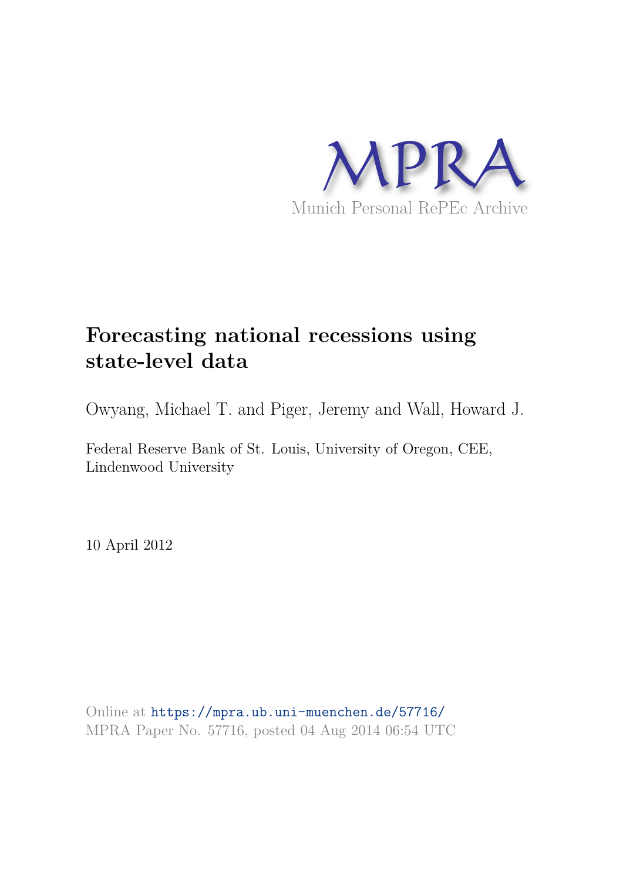MPRA

Munich Personal RePEc Archive

# Forecasting national recessions using state-level data

Owyang, Michael T. and Piger, Jeremy and Wall, Howard J.

Federal Reserve Bank of St. Louis, University of Oregon, CEE, Lindenwood University

10 April 2012

Online at https://mpra.ub.uni-muenchen.de/57716/
MPRA Paper No. 57716, posted 04 Aug 2014 06:54 UTC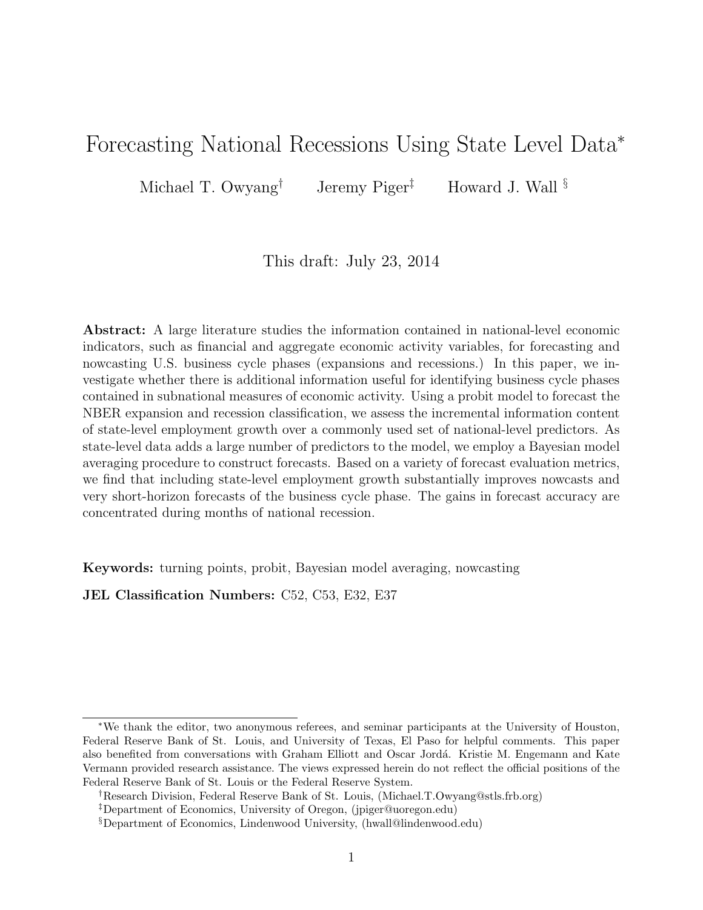# Forecasting National Recessions Using State Level Data*

Michael T. Owyang[†] Jeremy Piger[‡] Howard J. Wall [§]

This draft: July 23, 2014

**Abstract:** A large literature studies the information contained in national-level economic indicators, such as financial and aggregate economic activity variables, for forecasting and nowcasting U.S. business cycle phases (expansions and recessions.) In this paper, we investigate whether there is additional information useful for identifying business cycle phases contained in subnational measures of economic activity. Using a probit model to forecast the NBER expansion and recession classification, we assess the incremental information content of state-level employment growth over a commonly used set of national-level predictors. As state-level data adds a large number of predictors to the model, we employ a Bayesian model averaging procedure to construct forecasts. Based on a variety of forecast evaluation metrics, we find that including state-level employment growth substantially improves nowcasts and very short-horizon forecasts of the business cycle phase. The gains in forecast accuracy are concentrated during months of national recession.

**Keywords:** turning points, probit, Bayesian model averaging, nowcasting

**JEL Classification Numbers:** C52, C53, E32, E37

---

*We thank the editor, two anonymous referees, and seminar participants at the University of Houston, Federal Reserve Bank of St. Louis, and University of Texas, El Paso for helpful comments. This paper also benefited from conversations with Graham Elliott and Oscar Jordá. Kristie M. Engemann and Kate Vermann provided research assistance. The views expressed herein do not reflect the official positions of the Federal Reserve Bank of St. Louis or the Federal Reserve System.

[†]Research Division, Federal Reserve Bank of St. Louis, (Michael.T.Owyang@stls.frb.org)

[‡]Department of Economics, University of Oregon, (jpiger@uoregon.edu)

[§]Department of Economics, Lindenwood University, (hwall@lindenwood.edu)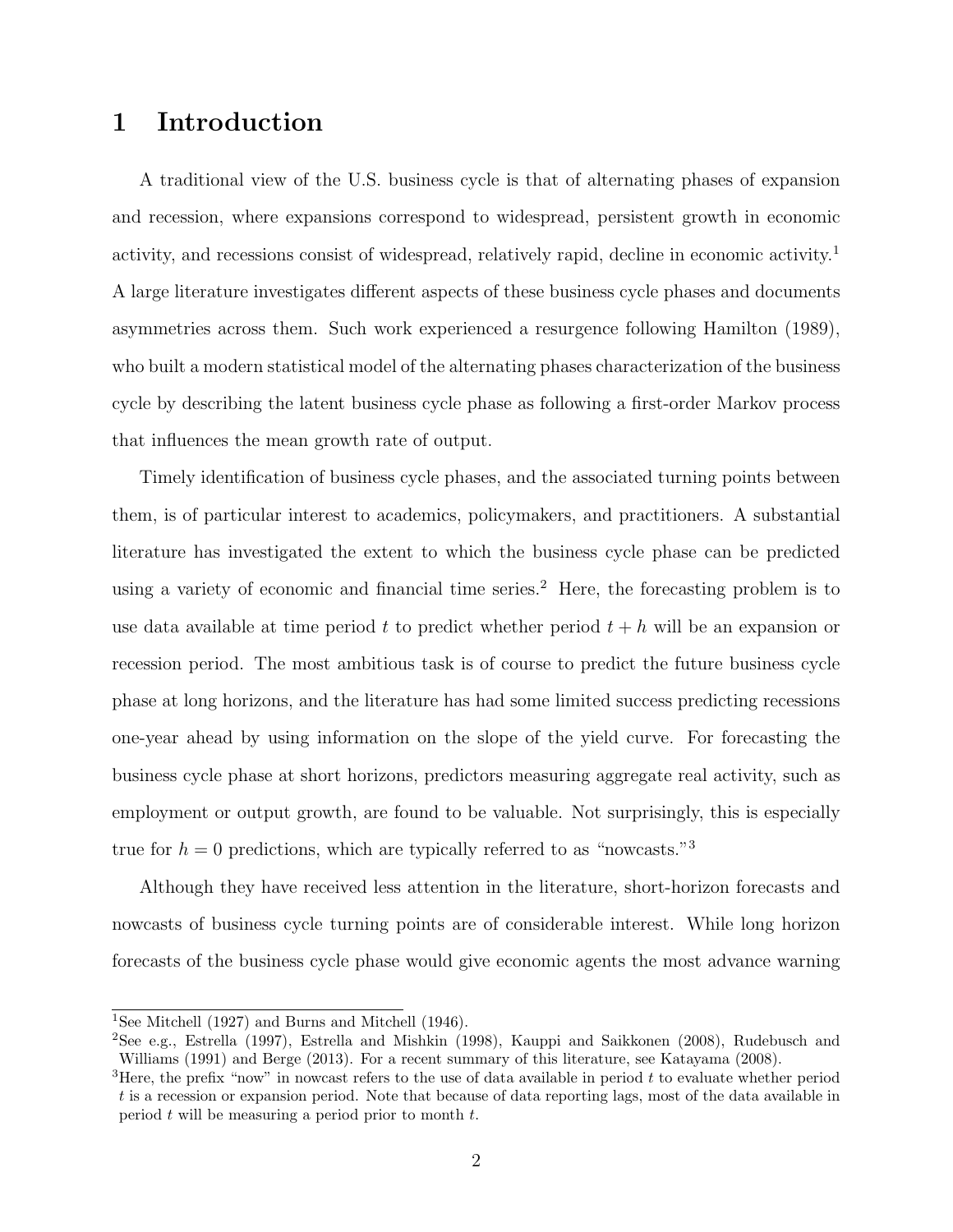# 1 Introduction

A traditional view of the U.S. business cycle is that of alternating phases of expansion and recession, where expansions correspond to widespread, persistent growth in economic activity, and recessions consist of widespread, relatively rapid, decline in economic activity.[1] A large literature investigates different aspects of these business cycle phases and documents asymmetries across them. Such work experienced a resurgence following Hamilton (1989), who built a modern statistical model of the alternating phases characterization of the business cycle by describing the latent business cycle phase as following a first-order Markov process that influences the mean growth rate of output.

Timely identification of business cycle phases, and the associated turning points between them, is of particular interest to academics, policymakers, and practitioners. A substantial literature has investigated the extent to which the business cycle phase can be predicted using a variety of economic and financial time series.[2] Here, the forecasting problem is to use data available at time period $t$ to predict whether period $t + h$ will be an expansion or recession period. The most ambitious task is of course to predict the future business cycle phase at long horizons, and the literature has had some limited success predicting recessions one-year ahead by using information on the slope of the yield curve. For forecasting the business cycle phase at short horizons, predictors measuring aggregate real activity, such as employment or output growth, are found to be valuable. Not surprisingly, this is especially true for $h = 0$ predictions, which are typically referred to as "nowcasts."[3]

Although they have received less attention in the literature, short-horizon forecasts and nowcasts of business cycle turning points are of considerable interest. While long horizon forecasts of the business cycle phase would give economic agents the most advance warning

[1] See Mitchell (1927) and Burns and Mitchell (1946).

[2] See e.g., Estrella (1997), Estrella and Mishkin (1998), Kauppi and Saikkonen (2008), Rudebusch and Williams (1991) and Berge (2013). For a recent summary of this literature, see Katayama (2008).

[3] Here, the prefix "now" in nowcast refers to the use of data available in period $t$ to evaluate whether period $t$ is a recession or expansion period. Note that because of data reporting lags, most of the data available in period $t$ will be measuring a period prior to month $t$.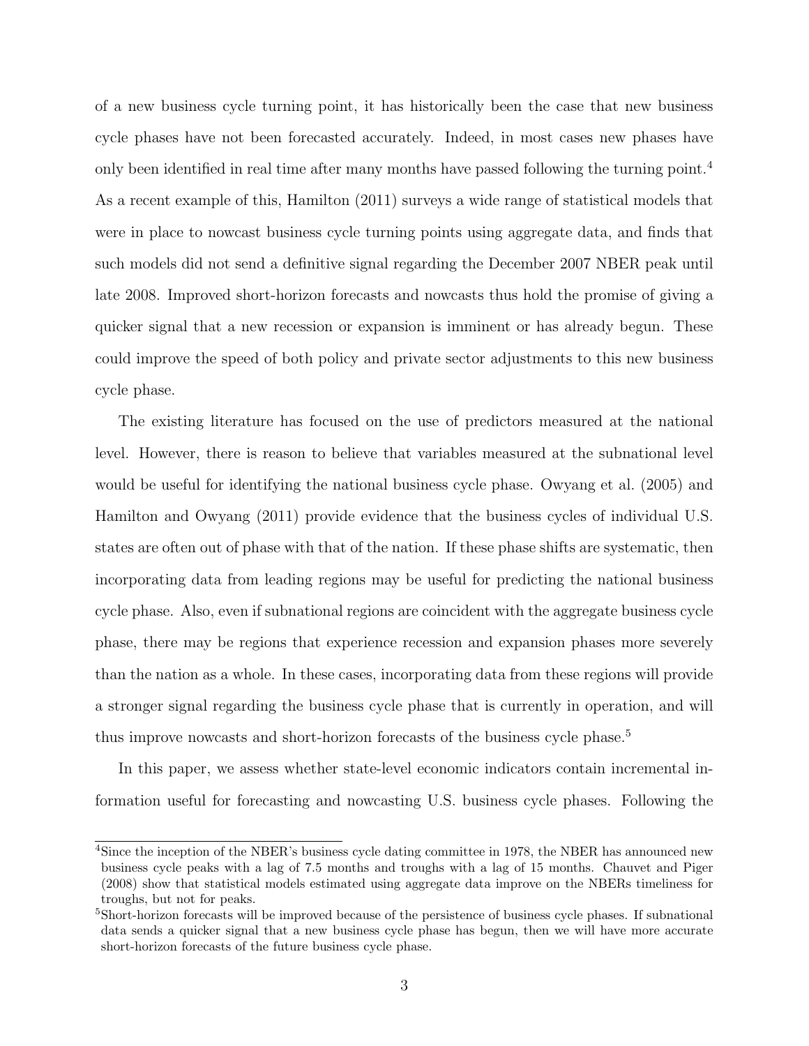of a new business cycle turning point, it has historically been the case that new business cycle phases have not been forecasted accurately. Indeed, in most cases new phases have only been identified in real time after many months have passed following the turning point.[4] As a recent example of this, Hamilton (2011) surveys a wide range of statistical models that were in place to nowcast business cycle turning points using aggregate data, and finds that such models did not send a definitive signal regarding the December 2007 NBER peak until late 2008. Improved short-horizon forecasts and nowcasts thus hold the promise of giving a quicker signal that a new recession or expansion is imminent or has already begun. These could improve the speed of both policy and private sector adjustments to this new business cycle phase.

The existing literature has focused on the use of predictors measured at the national level. However, there is reason to believe that variables measured at the subnational level would be useful for identifying the national business cycle phase. Owyang et al. (2005) and Hamilton and Owyang (2011) provide evidence that the business cycles of individual U.S. states are often out of phase with that of the nation. If these phase shifts are systematic, then incorporating data from leading regions may be useful for predicting the national business cycle phase. Also, even if subnational regions are coincident with the aggregate business cycle phase, there may be regions that experience recession and expansion phases more severely than the nation as a whole. In these cases, incorporating data from these regions will provide a stronger signal regarding the business cycle phase that is currently in operation, and will thus improve nowcasts and short-horizon forecasts of the business cycle phase.[5]

In this paper, we assess whether state-level economic indicators contain incremental information useful for forecasting and nowcasting U.S. business cycle phases. Following the

[4] Since the inception of the NBER's business cycle dating committee in 1978, the NBER has announced new business cycle peaks with a lag of 7.5 months and troughs with a lag of 15 months. Chauvet and Piger (2008) show that statistical models estimated using aggregate data improve on the NBERs timeliness for troughs, but not for peaks.

[5] Short-horizon forecasts will be improved because of the persistence of business cycle phases. If subnational data sends a quicker signal that a new business cycle phase has begun, then we will have more accurate short-horizon forecasts of the future business cycle phase.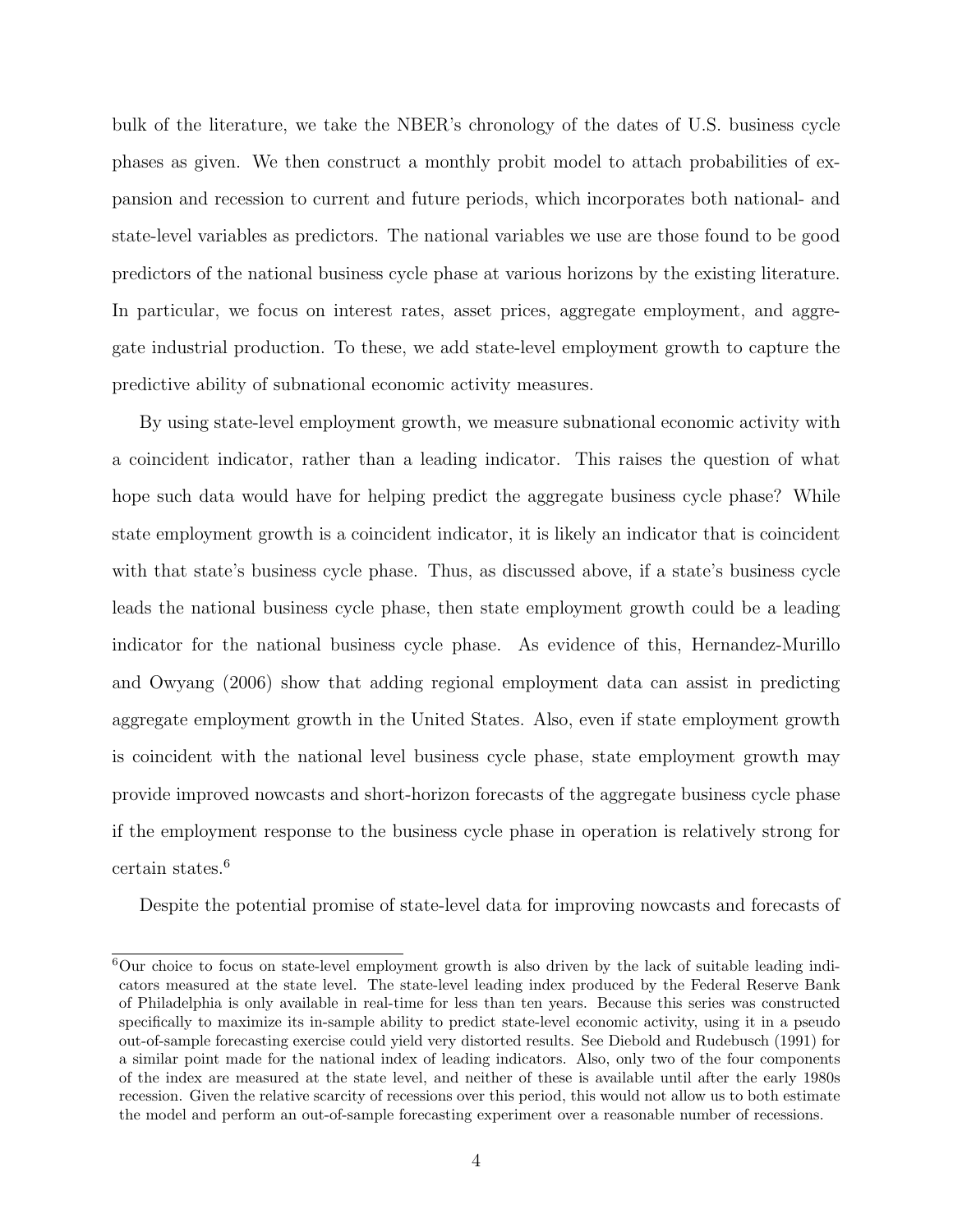bulk of the literature, we take the NBER's chronology of the dates of U.S. business cycle phases as given. We then construct a monthly probit model to attach probabilities of expansion and recession to current and future periods, which incorporates both national- and state-level variables as predictors. The national variables we use are those found to be good predictors of the national business cycle phase at various horizons by the existing literature. In particular, we focus on interest rates, asset prices, aggregate employment, and aggregate industrial production. To these, we add state-level employment growth to capture the predictive ability of subnational economic activity measures.

By using state-level employment growth, we measure subnational economic activity with a coincident indicator, rather than a leading indicator. This raises the question of what hope such data would have for helping predict the aggregate business cycle phase? While state employment growth is a coincident indicator, it is likely an indicator that is coincident with that state's business cycle phase. Thus, as discussed above, if a state's business cycle leads the national business cycle phase, then state employment growth could be a leading indicator for the national business cycle phase. As evidence of this, Hernandez-Murillo and Owyang (2006) show that adding regional employment data can assist in predicting aggregate employment growth in the United States. Also, even if state employment growth is coincident with the national level business cycle phase, state employment growth may provide improved nowcasts and short-horizon forecasts of the aggregate business cycle phase if the employment response to the business cycle phase in operation is relatively strong for certain states.[6]

Despite the potential promise of state-level data for improving nowcasts and forecasts of

---

[6] Our choice to focus on state-level employment growth is also driven by the lack of suitable leading indicators measured at the state level. The state-level leading index produced by the Federal Reserve Bank of Philadelphia is only available in real-time for less than ten years. Because this series was constructed specifically to maximize its in-sample ability to predict state-level economic activity, using it in a pseudo out-of-sample forecasting exercise could yield very distorted results. See Diebold and Rudebusch (1991) for a similar point made for the national index of leading indicators. Also, only two of the four components of the index are measured at the state level, and neither of these is available until after the early 1980s recession. Given the relative scarcity of recessions over this period, this would not allow us to both estimate the model and perform an out-of-sample forecasting experiment over a reasonable number of recessions.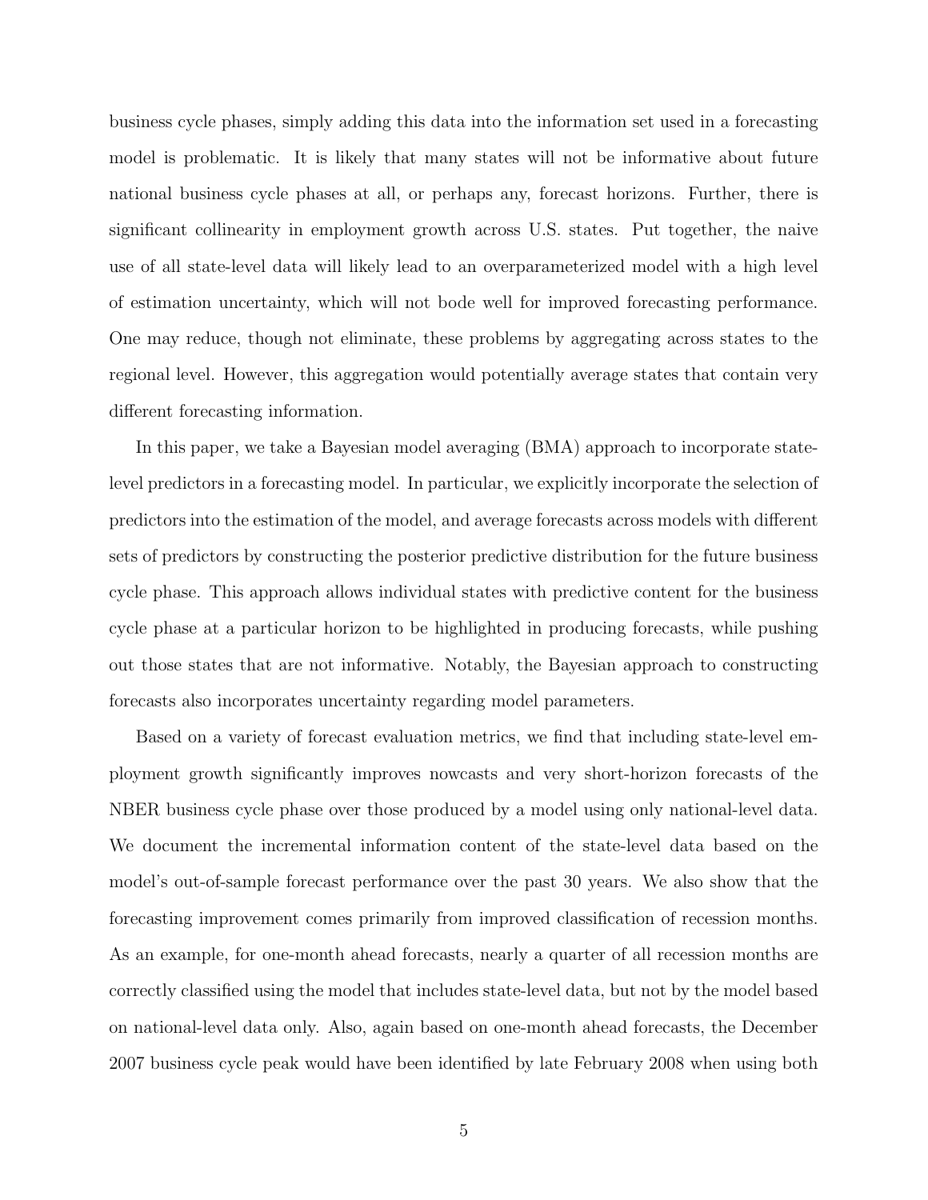business cycle phases, simply adding this data into the information set used in a forecasting model is problematic. It is likely that many states will not be informative about future national business cycle phases at all, or perhaps any, forecast horizons. Further, there is significant collinearity in employment growth across U.S. states. Put together, the naive use of all state-level data will likely lead to an overparameterized model with a high level of estimation uncertainty, which will not bode well for improved forecasting performance. One may reduce, though not eliminate, these problems by aggregating across states to the regional level. However, this aggregation would potentially average states that contain very different forecasting information.

In this paper, we take a Bayesian model averaging (BMA) approach to incorporate state-level predictors in a forecasting model. In particular, we explicitly incorporate the selection of predictors into the estimation of the model, and average forecasts across models with different sets of predictors by constructing the posterior predictive distribution for the future business cycle phase. This approach allows individual states with predictive content for the business cycle phase at a particular horizon to be highlighted in producing forecasts, while pushing out those states that are not informative. Notably, the Bayesian approach to constructing forecasts also incorporates uncertainty regarding model parameters.

Based on a variety of forecast evaluation metrics, we find that including state-level employment growth significantly improves nowcasts and very short-horizon forecasts of the NBER business cycle phase over those produced by a model using only national-level data. We document the incremental information content of the state-level data based on the model's out-of-sample forecast performance over the past 30 years. We also show that the forecasting improvement comes primarily from improved classification of recession months. As an example, for one-month ahead forecasts, nearly a quarter of all recession months are correctly classified using the model that includes state-level data, but not by the model based on national-level data only. Also, again based on one-month ahead forecasts, the December 2007 business cycle peak would have been identified by late February 2008 when using both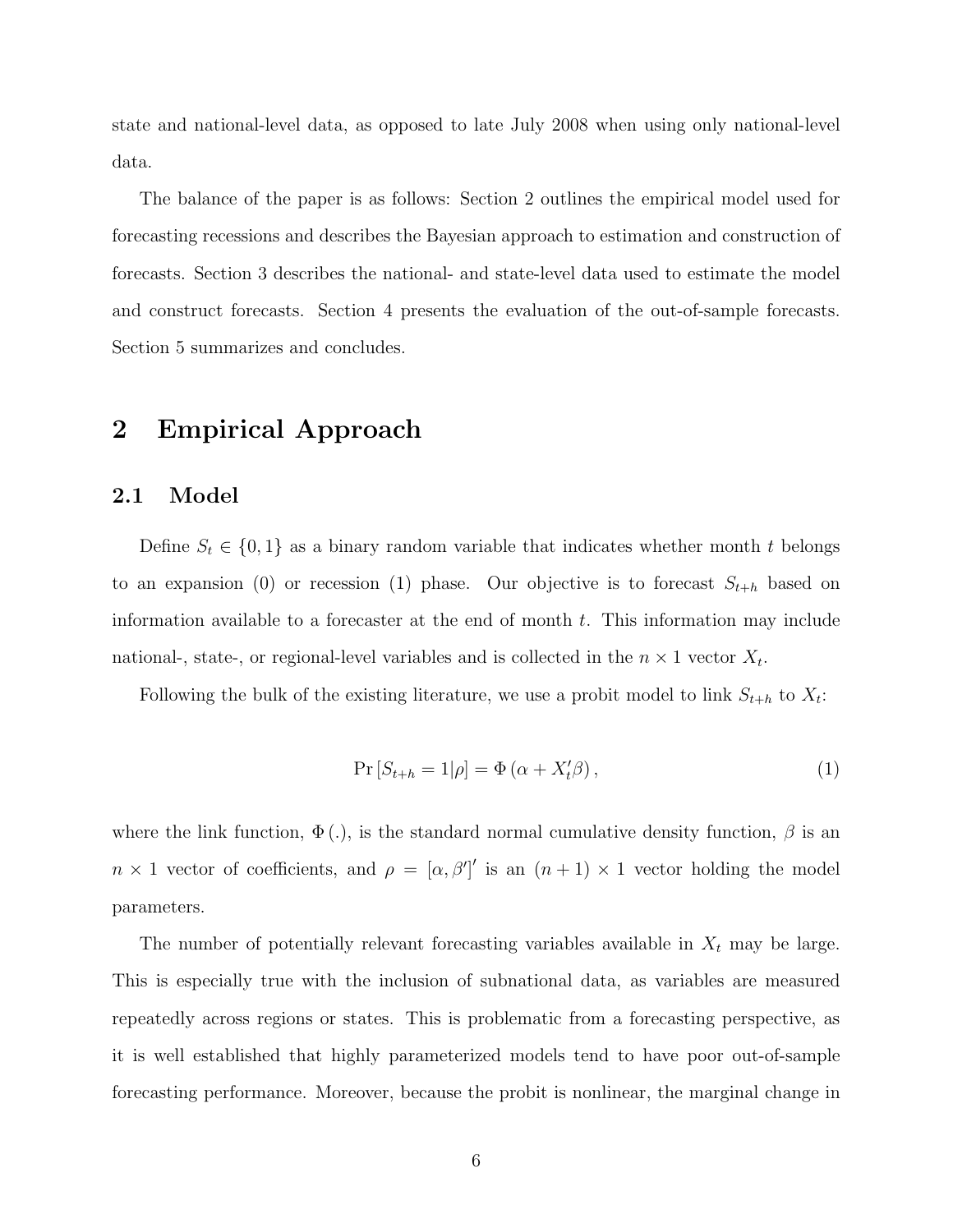state and national-level data, as opposed to late July 2008 when using only national-level data.

The balance of the paper is as follows: Section 2 outlines the empirical model used for forecasting recessions and describes the Bayesian approach to estimation and construction of forecasts. Section 3 describes the national- and state-level data used to estimate the model and construct forecasts. Section 4 presents the evaluation of the out-of-sample forecasts. Section 5 summarizes and concludes.

# 2 Empirical Approach

## 2.1 Model

Define $S_t \in \{0, 1\}$ as a binary random variable that indicates whether month $t$ belongs to an expansion (0) or recession (1) phase. Our objective is to forecast $S_{t+h}$ based on information available to a forecaster at the end of month $t$. This information may include national-, state-, or regional-level variables and is collected in the $n \times 1$ vector $X_t$.

Following the bulk of the existing literature, we use a probit model to link $S_{t+h}$ to $X_t$:

$$\Pr\left[S_{t+h} = 1|\rho\right] = \Phi\left(\alpha + X_t'\beta\right), \tag{1}$$

where the link function, $\Phi(.)$, is the standard normal cumulative density function, $\beta$ is an $n \times 1$ vector of coefficients, and $\rho = [\alpha, \beta']'$ is an $(n+1) \times 1$ vector holding the model parameters.

The number of potentially relevant forecasting variables available in $X_t$ may be large. This is especially true with the inclusion of subnational data, as variables are measured repeatedly across regions or states. This is problematic from a forecasting perspective, as it is well established that highly parameterized models tend to have poor out-of-sample forecasting performance. Moreover, because the probit is nonlinear, the marginal change in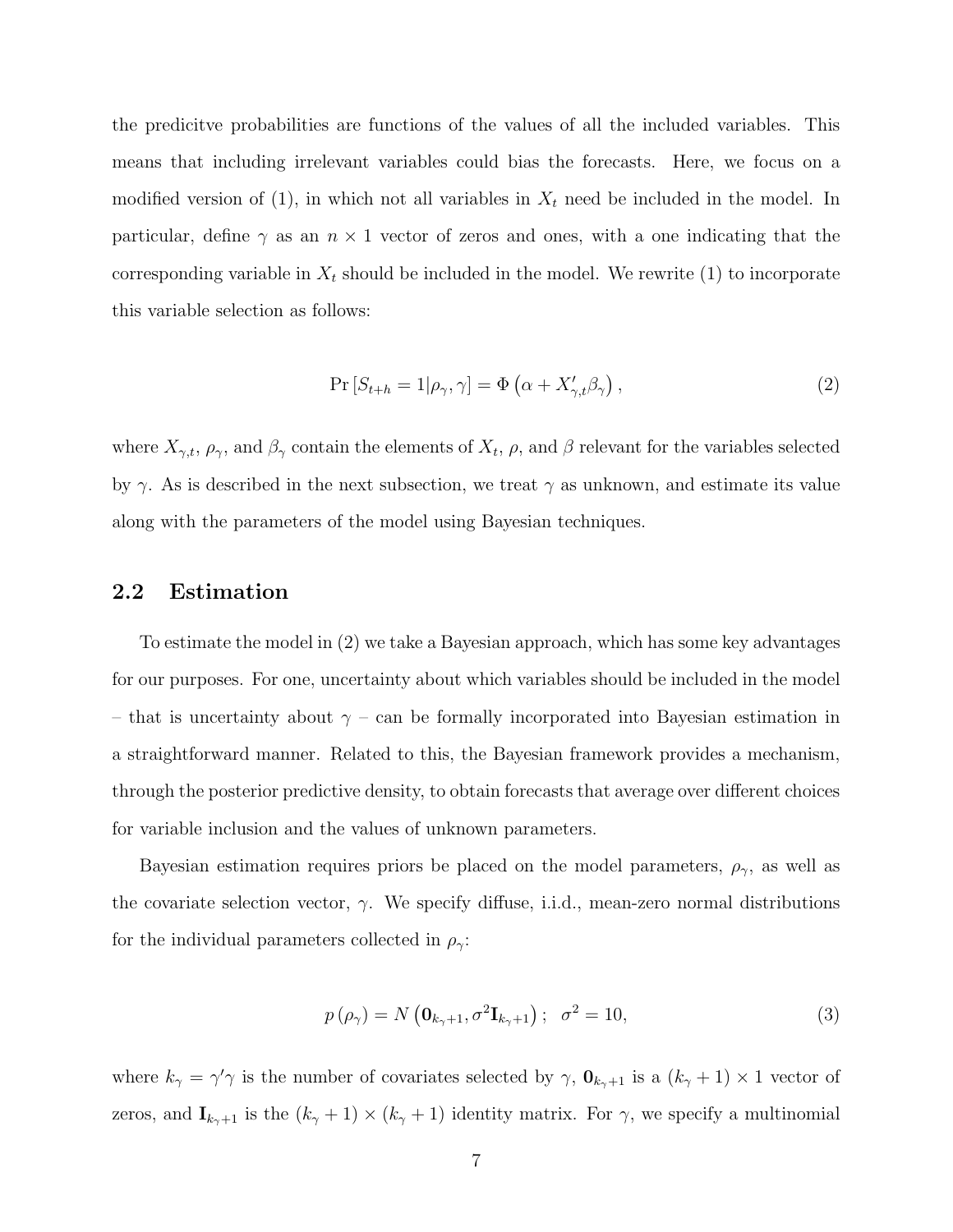the predicitve probabilities are functions of the values of all the included variables. This means that including irrelevant variables could bias the forecasts. Here, we focus on a modified version of (1), in which not all variables in $X_t$ need be included in the model. In particular, define $\gamma$ as an $n \times 1$ vector of zeros and ones, with a one indicating that the corresponding variable in $X_t$ should be included in the model. We rewrite (1) to incorporate this variable selection as follows:

$$\Pr\left[S_{t+h} = 1 | \rho_\gamma, \gamma\right] = \Phi\left(\alpha + X'_{\gamma,t}\beta_\gamma\right), \tag{2}$$

where $X_{\gamma,t}$, $\rho_\gamma$, and $\beta_\gamma$ contain the elements of $X_t$, $\rho$, and $\beta$ relevant for the variables selected by $\gamma$. As is described in the next subsection, we treat $\gamma$ as unknown, and estimate its value along with the parameters of the model using Bayesian techniques.

## 2.2 Estimation

To estimate the model in (2) we take a Bayesian approach, which has some key advantages for our purposes. For one, uncertainty about which variables should be included in the model – that is uncertainty about $\gamma$ – can be formally incorporated into Bayesian estimation in a straightforward manner. Related to this, the Bayesian framework provides a mechanism, through the posterior predictive density, to obtain forecasts that average over different choices for variable inclusion and the values of unknown parameters.

Bayesian estimation requires priors be placed on the model parameters, $\rho_\gamma$, as well as the covariate selection vector, $\gamma$. We specify diffuse, i.i.d., mean-zero normal distributions for the individual parameters collected in $\rho_\gamma$:

$$p\left(\rho_\gamma\right) = N\left(\mathbf{0}_{k_\gamma+1}, \sigma^2 \mathbf{I}_{k_\gamma+1}\right); \quad \sigma^2 = 10, \tag{3}$$

where $k_\gamma = \gamma'\gamma$ is the number of covariates selected by $\gamma$, $\mathbf{0}_{k_\gamma+1}$ is a $(k_\gamma + 1) \times 1$ vector of zeros, and $\mathbf{I}_{k_\gamma+1}$ is the $(k_\gamma + 1) \times (k_\gamma + 1)$ identity matrix. For $\gamma$, we specify a multinomial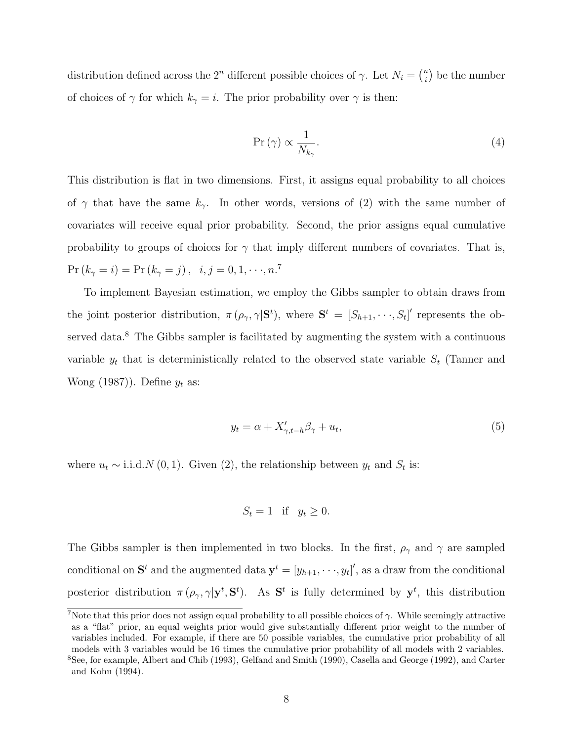distribution defined across the $2^n$ different possible choices of $\gamma$. Let $N_i = \binom{n}{i}$ be the number of choices of $\gamma$ for which $k_\gamma = i$. The prior probability over $\gamma$ is then:

$$\Pr(\gamma) \propto \frac{1}{N_{k_\gamma}}. \tag{4}$$

This distribution is flat in two dimensions. First, it assigns equal probability to all choices of $\gamma$ that have the same $k_\gamma$. In other words, versions of (2) with the same number of covariates will receive equal prior probability. Second, the prior assigns equal cumulative probability to groups of choices for $\gamma$ that imply different numbers of covariates. That is, $\Pr(k_\gamma = i) = \Pr(k_\gamma = j)\,, \quad i, j = 0, 1, \cdots, n.$[7]

To implement Bayesian estimation, we employ the Gibbs sampler to obtain draws from the joint posterior distribution, $\pi(\rho_\gamma, \gamma|\mathbf{S}^t)$, where $\mathbf{S}^t = [S_{h+1}, \cdots, S_t]'$ represents the observed data.[8] The Gibbs sampler is facilitated by augmenting the system with a continuous variable $y_t$ that is deterministically related to the observed state variable $S_t$ (Tanner and Wong (1987)). Define $y_t$ as:

$$y_t = \alpha + X'_{\gamma,t-h}\beta_\gamma + u_t, \tag{5}$$

where $u_t \sim$ i.i.d.$N(0,1)$. Given (2), the relationship between $y_t$ and $S_t$ is:

$$S_t = 1 \quad \text{if} \quad y_t \geq 0.$$

The Gibbs sampler is then implemented in two blocks. In the first, $\rho_\gamma$ and $\gamma$ are sampled conditional on $\mathbf{S}^t$ and the augmented data $\mathbf{y}^t = [y_{h+1}, \cdots, y_t]'$, as a draw from the conditional posterior distribution $\pi(\rho_\gamma, \gamma|\mathbf{y}^t, \mathbf{S}^t)$. As $\mathbf{S}^t$ is fully determined by $\mathbf{y}^t$, this distribution

---

[7] Note that this prior does not assign equal probability to all possible choices of $\gamma$. While seemingly attractive as a "flat" prior, an equal weights prior would give substantially different prior weight to the number of variables included. For example, if there are 50 possible variables, the cumulative prior probability of all models with 3 variables would be 16 times the cumulative prior probability of all models with 2 variables.

[8] See, for example, Albert and Chib (1993), Gelfand and Smith (1990), Casella and George (1992), and Carter and Kohn (1994).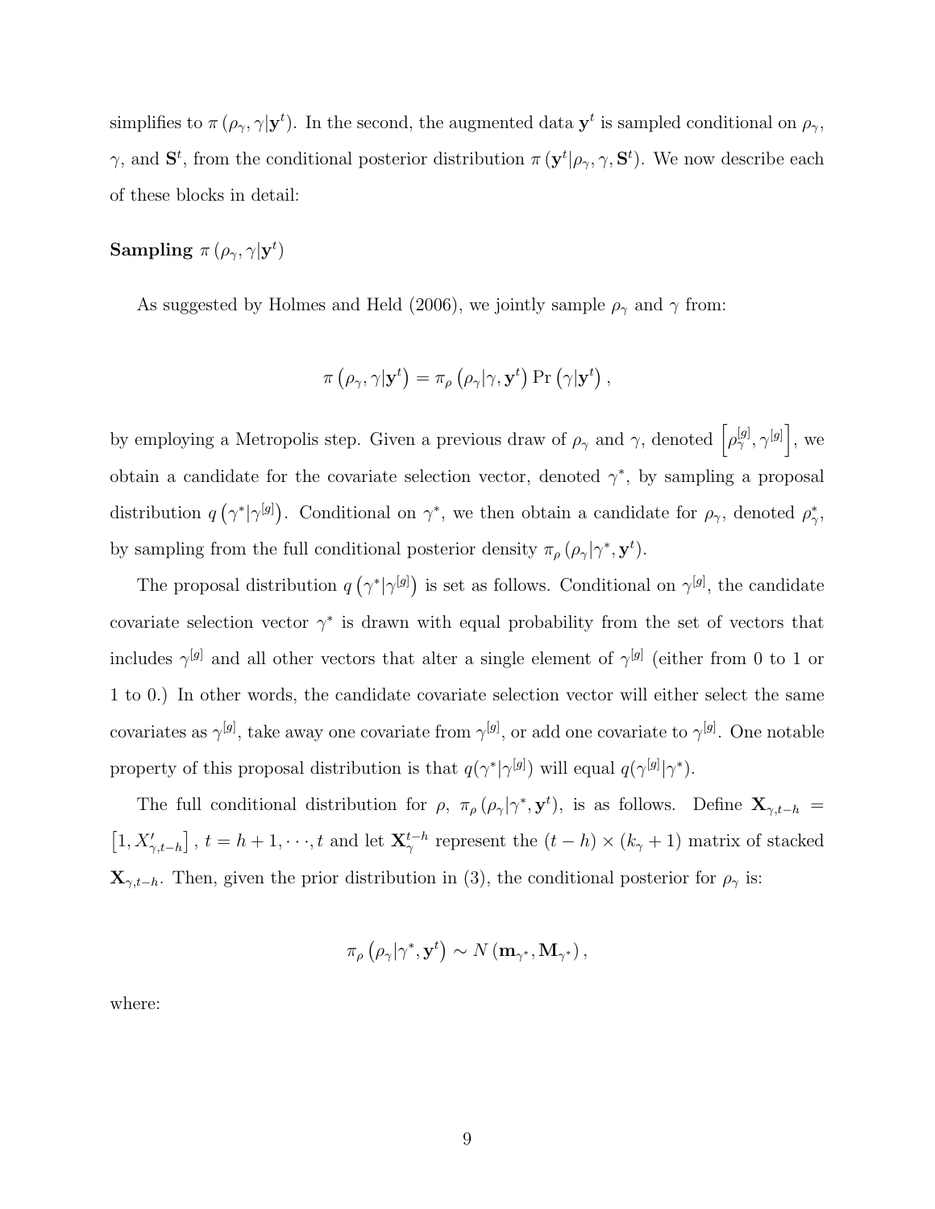simplifies to $\pi(\rho_\gamma, \gamma|\mathbf{y}^t)$. In the second, the augmented data $\mathbf{y}^t$ is sampled conditional on $\rho_\gamma$, $\gamma$, and $\mathbf{S}^t$, from the conditional posterior distribution $\pi(\mathbf{y}^t|\rho_\gamma, \gamma, \mathbf{S}^t)$. We now describe each of these blocks in detail:

**Sampling** $\pi(\rho_\gamma, \gamma|\mathbf{y}^t)$

As suggested by Holmes and Held (2006), we jointly sample $\rho_\gamma$ and $\gamma$ from:

$$\pi(\rho_\gamma, \gamma|\mathbf{y}^t) = \pi_\rho(\rho_\gamma|\gamma, \mathbf{y}^t) \Pr(\gamma|\mathbf{y}^t),$$

by employing a Metropolis step. Given a previous draw of $\rho_\gamma$ and $\gamma$, denoted $\left[\rho_\gamma^{[g]}, \gamma^{[g]}\right]$, we obtain a candidate for the covariate selection vector, denoted $\gamma^*$, by sampling a proposal distribution $q(\gamma^*|\gamma^{[g]})$. Conditional on $\gamma^*$, we then obtain a candidate for $\rho_\gamma$, denoted $\rho_\gamma^*$, by sampling from the full conditional posterior density $\pi_\rho(\rho_\gamma|\gamma^*, \mathbf{y}^t)$.

The proposal distribution $q(\gamma^*|\gamma^{[g]})$ is set as follows. Conditional on $\gamma^{[g]}$, the candidate covariate selection vector $\gamma^*$ is drawn with equal probability from the set of vectors that includes $\gamma^{[g]}$ and all other vectors that alter a single element of $\gamma^{[g]}$ (either from 0 to 1 or 1 to 0.) In other words, the candidate covariate selection vector will either select the same covariates as $\gamma^{[g]}$, take away one covariate from $\gamma^{[g]}$, or add one covariate to $\gamma^{[g]}$. One notable property of this proposal distribution is that $q(\gamma^*|\gamma^{[g]})$ will equal $q(\gamma^{[g]}|\gamma^*)$.

The full conditional distribution for $\rho$, $\pi_\rho(\rho_\gamma|\gamma^*, \mathbf{y}^t)$, is as follows. Define $\mathbf{X}_{\gamma,t-h} = \left[1, X'_{\gamma,t-h}\right]$, $t = h+1, \cdots, t$ and let $\mathbf{X}_\gamma^{t-h}$ represent the $(t-h) \times (k_\gamma + 1)$ matrix of stacked $\mathbf{X}_{\gamma,t-h}$. Then, given the prior distribution in (3), the conditional posterior for $\rho_\gamma$ is:

$$\pi_\rho(\rho_\gamma|\gamma^*, \mathbf{y}^t) \sim N(\mathbf{m}_{\gamma^*}, \mathbf{M}_{\gamma^*}),$$

where: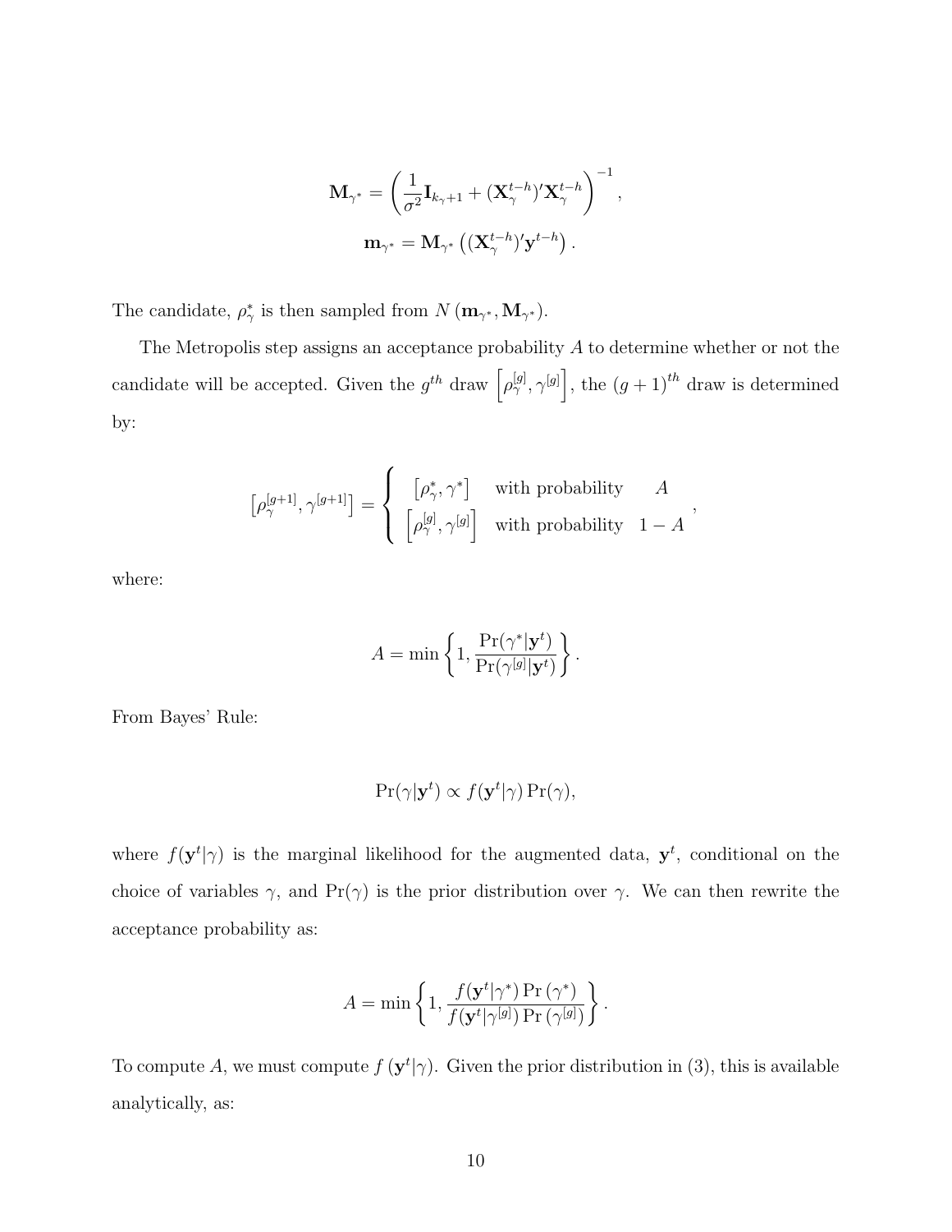$$\mathbf{M}_{\gamma^*} = \left( \frac{1}{\sigma^2} \mathbf{I}_{k_\gamma+1} + (\mathbf{X}_\gamma^{t-h})' \mathbf{X}_\gamma^{t-h} \right)^{-1},$$

$$\mathbf{m}_{\gamma^*} = \mathbf{M}_{\gamma^*} \left( (\mathbf{X}_\gamma^{t-h})' \mathbf{y}^{t-h} \right).$$

The candidate, $\rho_\gamma^*$ is then sampled from $N\left(\mathbf{m}_{\gamma^*}, \mathbf{M}_{\gamma^*}\right)$.

The Metropolis step assigns an acceptance probability $A$ to determine whether or not the candidate will be accepted. Given the $g^{th}$ draw $\left[\rho_\gamma^{[g]}, \gamma^{[g]}\right]$, the $(g+1)^{th}$ draw is determined by:

$$\left[\rho_\gamma^{[g+1]}, \gamma^{[g+1]}\right] = \begin{cases} \left[\rho_\gamma^*, \gamma^*\right] & \text{with probability} \quad A \\ \left[\rho_\gamma^{[g]}, \gamma^{[g]}\right] & \text{with probability} \quad 1-A \end{cases},$$

where:

$$A = \min\left\{1, \frac{\Pr(\gamma^*|\mathbf{y}^t)}{\Pr(\gamma^{[g]}|\mathbf{y}^t)}\right\}.$$

From Bayes' Rule:

$$\Pr(\gamma|\mathbf{y}^t) \propto f(\mathbf{y}^t|\gamma)\Pr(\gamma),$$

where $f(\mathbf{y}^t|\gamma)$ is the marginal likelihood for the augmented data, $\mathbf{y}^t$, conditional on the choice of variables $\gamma$, and $\Pr(\gamma)$ is the prior distribution over $\gamma$. We can then rewrite the acceptance probability as:

$$A = \min\left\{1, \frac{f(\mathbf{y}^t|\gamma^*)\Pr\left(\gamma^*\right)}{f(\mathbf{y}^t|\gamma^{[g]})\Pr\left(\gamma^{[g]}\right)}\right\}.$$

To compute $A$, we must compute $f\left(\mathbf{y}^t|\gamma\right)$. Given the prior distribution in (3), this is available analytically, as: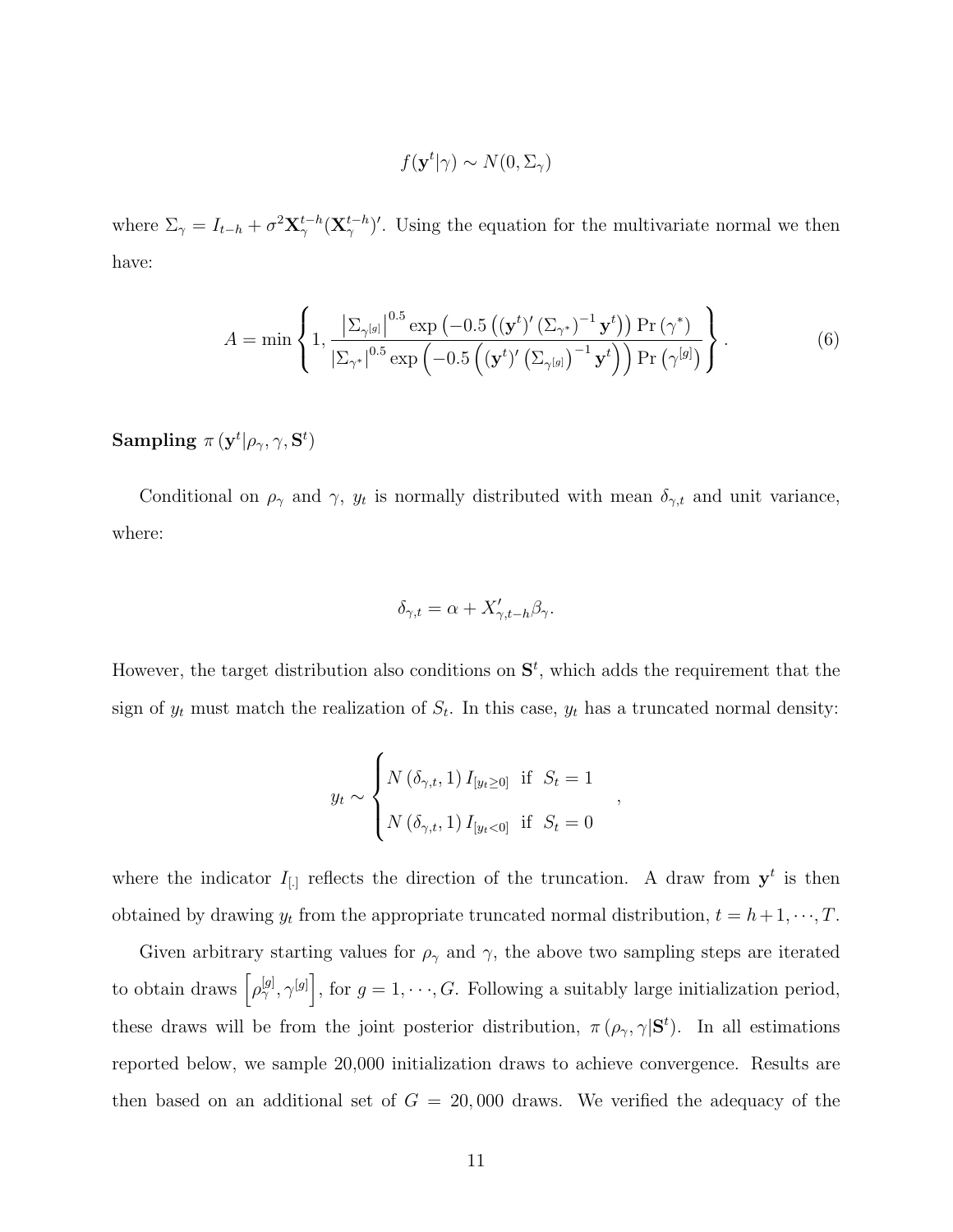$$f(\mathbf{y}^t|\gamma) \sim N(0, \Sigma_\gamma)$$

where $\Sigma_\gamma = I_{t-h} + \sigma^2 \mathbf{X}_\gamma^{t-h}(\mathbf{X}_\gamma^{t-h})'$. Using the equation for the multivariate normal we then have:

$$A = \min \left\{ 1, \frac{\left|\Sigma_{\gamma^{[g]}}\right|^{0.5} \exp\left(-0.5\left((\mathbf{y}^t)'\left(\Sigma_{\gamma^*}\right)^{-1}\mathbf{y}^t\right)\right) \Pr\left(\gamma^*\right)}{\left|\Sigma_{\gamma^*}\right|^{0.5} \exp\left(-0.5\left((\mathbf{y}^t)'\left(\Sigma_{\gamma^{[g]}}\right)^{-1}\mathbf{y}^t\right)\right) \Pr\left(\gamma^{[g]}\right)} \right\}. \tag{6}$$

**Sampling** $\pi\left(\mathbf{y}^t|\rho_\gamma, \gamma, \mathbf{S}^t\right)$

Conditional on $\rho_\gamma$ and $\gamma$, $y_t$ is normally distributed with mean $\delta_{\gamma,t}$ and unit variance, where:

$$\delta_{\gamma,t} = \alpha + X'_{\gamma,t-h}\beta_\gamma.$$

However, the target distribution also conditions on $\mathbf{S}^t$, which adds the requirement that the sign of $y_t$ must match the realization of $S_t$. In this case, $y_t$ has a truncated normal density:

$$y_t \sim \begin{cases} N\left(\delta_{\gamma,t}, 1\right) I_{[y_t \geq 0]} & \text{if } \; S_t = 1 \\ N\left(\delta_{\gamma,t}, 1\right) I_{[y_t < 0]} & \text{if } \; S_t = 0 \end{cases},$$

where the indicator $I_{[.]}$ reflects the direction of the truncation. A draw from $\mathbf{y}^t$ is then obtained by drawing $y_t$ from the appropriate truncated normal distribution, $t = h+1, \cdots, T$.

Given arbitrary starting values for $\rho_\gamma$ and $\gamma$, the above two sampling steps are iterated to obtain draws $\left[\rho_\gamma^{[g]}, \gamma^{[g]}\right]$, for $g = 1, \cdots, G$. Following a suitably large initialization period, these draws will be from the joint posterior distribution, $\pi\left(\rho_\gamma, \gamma|\mathbf{S}^t\right)$. In all estimations reported below, we sample 20,000 initialization draws to achieve convergence. Results are then based on an additional set of $G = 20,000$ draws. We verified the adequacy of the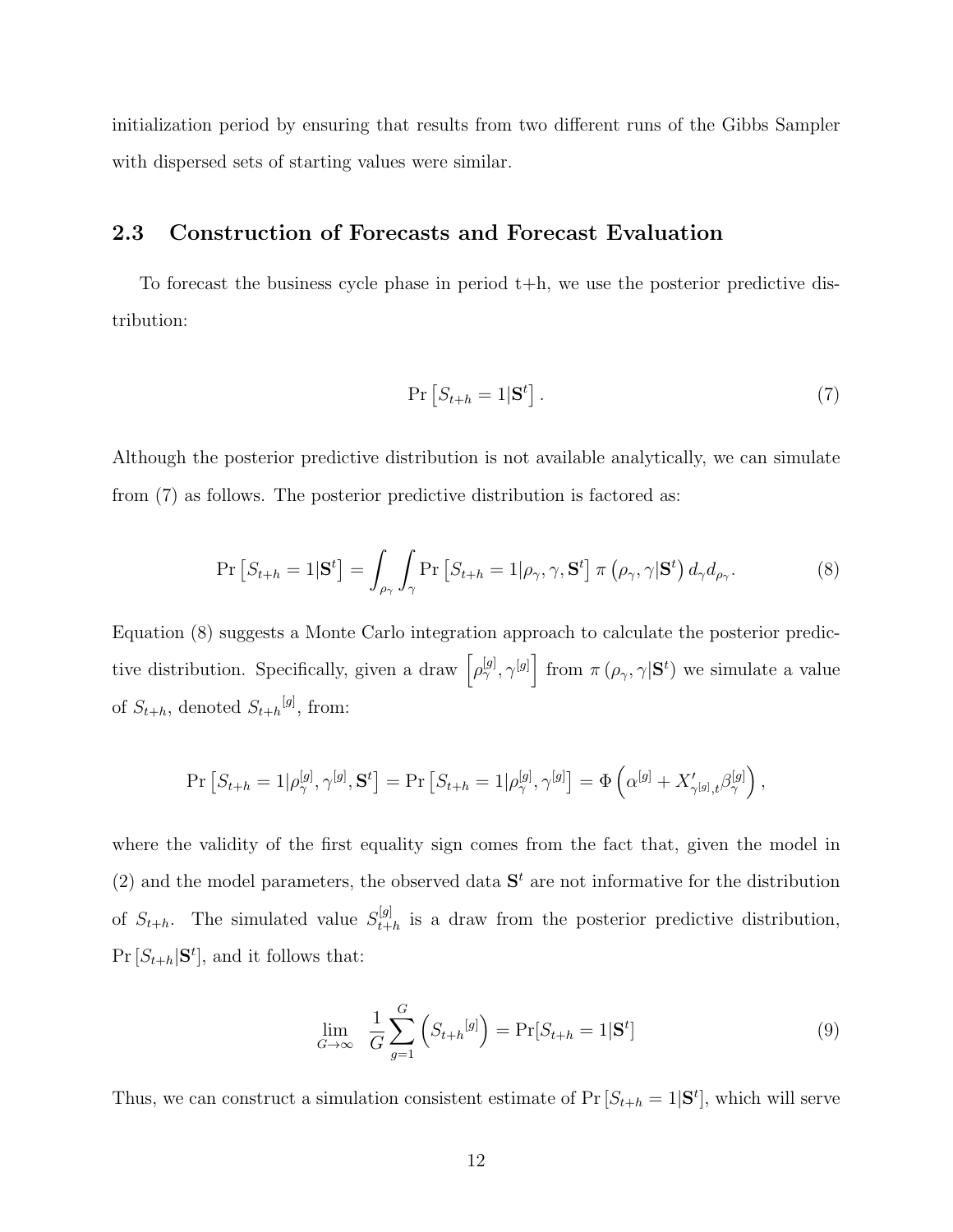initialization period by ensuring that results from two different runs of the Gibbs Sampler with dispersed sets of starting values were similar.

## 2.3 Construction of Forecasts and Forecast Evaluation

To forecast the business cycle phase in period t+h, we use the posterior predictive distribution:

$$\Pr\left[S_{t+h} = 1|\mathbf{S}^t\right]. \tag{7}$$

Although the posterior predictive distribution is not available analytically, we can simulate from (7) as follows. The posterior predictive distribution is factored as:

$$\Pr\left[S_{t+h} = 1|\mathbf{S}^t\right] = \int_{\rho_\gamma} \int_{\gamma} \Pr\left[S_{t+h} = 1|\rho_\gamma, \gamma, \mathbf{S}^t\right] \pi\left(\rho_\gamma, \gamma|\mathbf{S}^t\right) d_\gamma d_{\rho_\gamma}. \tag{8}$$

Equation (8) suggests a Monte Carlo integration approach to calculate the posterior predictive distribution. Specifically, given a draw $\left[\rho_\gamma^{[g]}, \gamma^{[g]}\right]$ from $\pi\left(\rho_\gamma, \gamma|\mathbf{S}^t\right)$ we simulate a value of $S_{t+h}$, denoted ${S_{t+h}}^{[g]}$, from:

$$\Pr\left[S_{t+h} = 1|\rho_\gamma^{[g]}, \gamma^{[g]}, \mathbf{S}^t\right] = \Pr\left[S_{t+h} = 1|\rho_\gamma^{[g]}, \gamma^{[g]}\right] = \Phi\left(\alpha^{[g]} + X'_{\gamma^{[g]},t}\beta_\gamma^{[g]}\right),$$

where the validity of the first equality sign comes from the fact that, given the model in (2) and the model parameters, the observed data $\mathbf{S}^t$ are not informative for the distribution of $S_{t+h}$. The simulated value $S_{t+h}^{[g]}$ is a draw from the posterior predictive distribution, $\Pr\left[S_{t+h}|\mathbf{S}^t\right]$, and it follows that:

$$\lim_{G\to\infty} \quad \frac{1}{G}\sum_{g=1}^{G}\left({S_{t+h}}^{[g]}\right) = \Pr[S_{t+h} = 1|\mathbf{S}^t] \tag{9}$$

Thus, we can construct a simulation consistent estimate of $\Pr\left[S_{t+h} = 1|\mathbf{S}^t\right]$, which will serve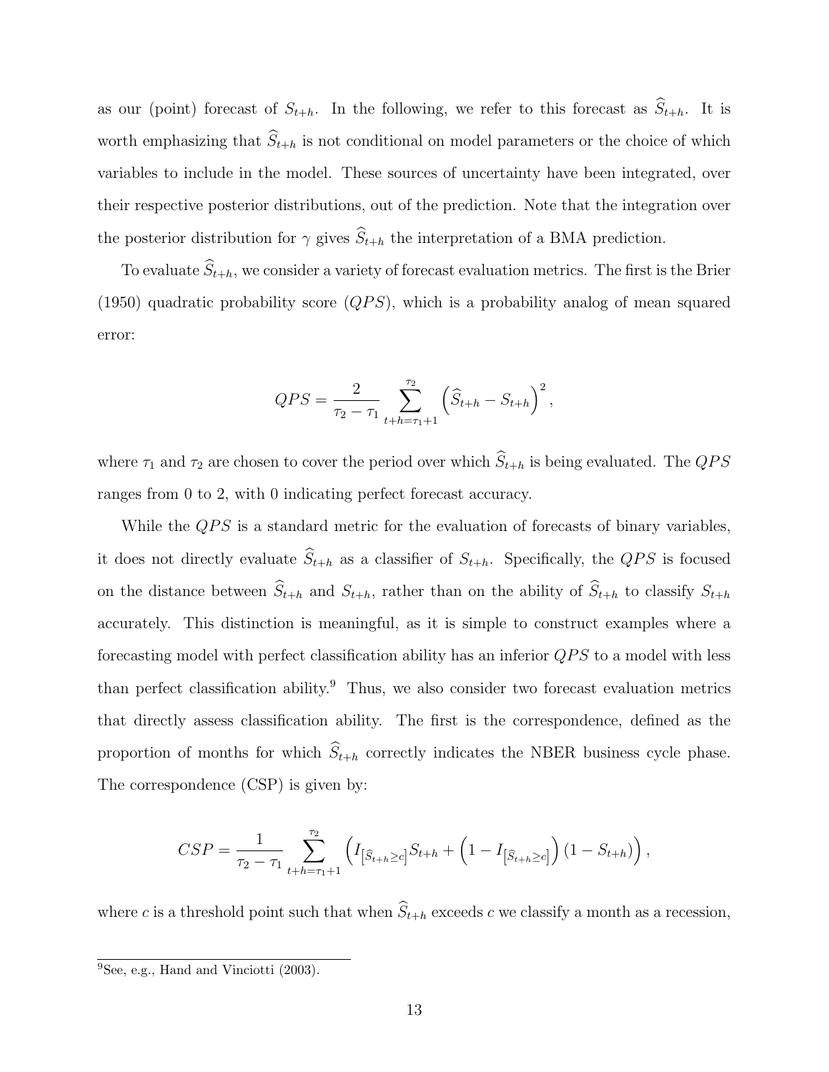as our (point) forecast of $S_{t+h}$. In the following, we refer to this forecast as $\widehat{S}_{t+h}$. It is worth emphasizing that $\widehat{S}_{t+h}$ is not conditional on model parameters or the choice of which variables to include in the model. These sources of uncertainty have been integrated, over their respective posterior distributions, out of the prediction. Note that the integration over the posterior distribution for $\gamma$ gives $\widehat{S}_{t+h}$ the interpretation of a BMA prediction.

To evaluate $\widehat{S}_{t+h}$, we consider a variety of forecast evaluation metrics. The first is the Brier (1950) quadratic probability score ($QPS$), which is a probability analog of mean squared error:

$$QPS = \frac{2}{\tau_2 - \tau_1} \sum_{t+h=\tau_1+1}^{\tau_2} \left( \widehat{S}_{t+h} - S_{t+h} \right)^2,$$

where $\tau_1$ and $\tau_2$ are chosen to cover the period over which $\widehat{S}_{t+h}$ is being evaluated. The $QPS$ ranges from 0 to 2, with 0 indicating perfect forecast accuracy.

While the $QPS$ is a standard metric for the evaluation of forecasts of binary variables, it does not directly evaluate $\widehat{S}_{t+h}$ as a classifier of $S_{t+h}$. Specifically, the $QPS$ is focused on the distance between $\widehat{S}_{t+h}$ and $S_{t+h}$, rather than on the ability of $\widehat{S}_{t+h}$ to classify $S_{t+h}$ accurately. This distinction is meaningful, as it is simple to construct examples where a forecasting model with perfect classification ability has an inferior $QPS$ to a model with less than perfect classification ability.[9] Thus, we also consider two forecast evaluation metrics that directly assess classification ability. The first is the correspondence, defined as the proportion of months for which $\widehat{S}_{t+h}$ correctly indicates the NBER business cycle phase. The correspondence (CSP) is given by:

$$CSP = \frac{1}{\tau_2 - \tau_1} \sum_{t+h=\tau_1+1}^{\tau_2} \left( I_{\left[\widehat{S}_{t+h} \geq c\right]} S_{t+h} + \left(1 - I_{\left[\widehat{S}_{t+h} \geq c\right]}\right) (1 - S_{t+h}) \right),$$

where $c$ is a threshold point such that when $\widehat{S}_{t+h}$ exceeds $c$ we classify a month as a recession,

[9] See, e.g., Hand and Vinciotti (2003).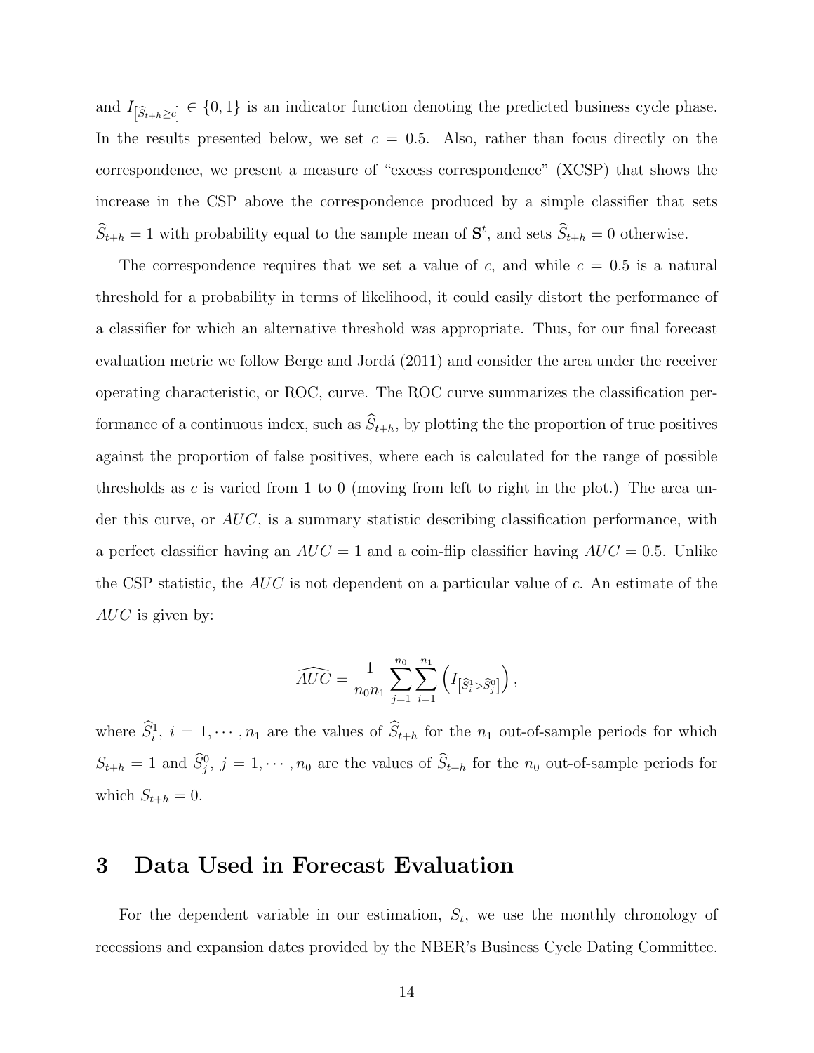and $I_{\left[\widehat{S}_{t+h} \geq c\right]} \in \{0,1\}$ is an indicator function denoting the predicted business cycle phase. In the results presented below, we set $c = 0.5$. Also, rather than focus directly on the correspondence, we present a measure of "excess correspondence" (XCSP) that shows the increase in the CSP above the correspondence produced by a simple classifier that sets $\widehat{S}_{t+h} = 1$ with probability equal to the sample mean of $\mathbf{S}^t$, and sets $\widehat{S}_{t+h} = 0$ otherwise.

The correspondence requires that we set a value of $c$, and while $c = 0.5$ is a natural threshold for a probability in terms of likelihood, it could easily distort the performance of a classifier for which an alternative threshold was appropriate. Thus, for our final forecast evaluation metric we follow Berge and Jordá (2011) and consider the area under the receiver operating characteristic, or ROC, curve. The ROC curve summarizes the classification performance of a continuous index, such as $\widehat{S}_{t+h}$, by plotting the the proportion of true positives against the proportion of false positives, where each is calculated for the range of possible thresholds as $c$ is varied from 1 to 0 (moving from left to right in the plot.) The area under this curve, or $AUC$, is a summary statistic describing classification performance, with a perfect classifier having an $AUC = 1$ and a coin-flip classifier having $AUC = 0.5$. Unlike the CSP statistic, the $AUC$ is not dependent on a particular value of $c$. An estimate of the $AUC$ is given by:

$$\widehat{AUC} = \frac{1}{n_0 n_1} \sum_{j=1}^{n_0} \sum_{i=1}^{n_1} \left( I_{\left[\widehat{S}_i^1 > \widehat{S}_j^0\right]} \right),$$

where $\widehat{S}_i^1$, $i = 1, \cdots, n_1$ are the values of $\widehat{S}_{t+h}$ for the $n_1$ out-of-sample periods for which $S_{t+h} = 1$ and $\widehat{S}_j^0$, $j = 1, \cdots, n_0$ are the values of $\widehat{S}_{t+h}$ for the $n_0$ out-of-sample periods for which $S_{t+h} = 0$.

# 3 Data Used in Forecast Evaluation

For the dependent variable in our estimation, $S_t$, we use the monthly chronology of recessions and expansion dates provided by the NBER's Business Cycle Dating Committee.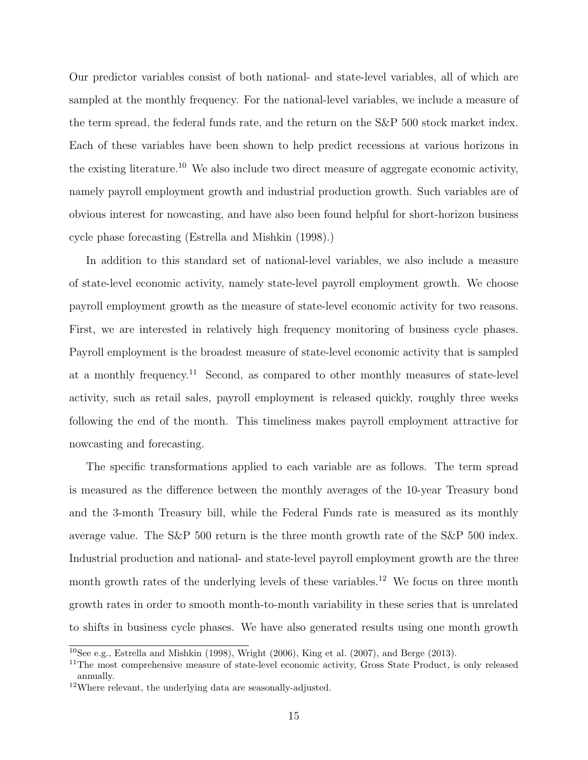Our predictor variables consist of both national- and state-level variables, all of which are sampled at the monthly frequency. For the national-level variables, we include a measure of the term spread, the federal funds rate, and the return on the S&P 500 stock market index. Each of these variables have been shown to help predict recessions at various horizons in the existing literature.[10] We also include two direct measure of aggregate economic activity, namely payroll employment growth and industrial production growth. Such variables are of obvious interest for nowcasting, and have also been found helpful for short-horizon business cycle phase forecasting (Estrella and Mishkin (1998).)

In addition to this standard set of national-level variables, we also include a measure of state-level economic activity, namely state-level payroll employment growth. We choose payroll employment growth as the measure of state-level economic activity for two reasons. First, we are interested in relatively high frequency monitoring of business cycle phases. Payroll employment is the broadest measure of state-level economic activity that is sampled at a monthly frequency.[11] Second, as compared to other monthly measures of state-level activity, such as retail sales, payroll employment is released quickly, roughly three weeks following the end of the month. This timeliness makes payroll employment attractive for nowcasting and forecasting.

The specific transformations applied to each variable are as follows. The term spread is measured as the difference between the monthly averages of the 10-year Treasury bond and the 3-month Treasury bill, while the Federal Funds rate is measured as its monthly average value. The S&P 500 return is the three month growth rate of the S&P 500 index. Industrial production and national- and state-level payroll employment growth are the three month growth rates of the underlying levels of these variables.[12] We focus on three month growth rates in order to smooth month-to-month variability in these series that is unrelated to shifts in business cycle phases. We have also generated results using one month growth

[10] See e.g., Estrella and Mishkin (1998), Wright (2006), King et al. (2007), and Berge (2013).

[11] The most comprehensive measure of state-level economic activity, Gross State Product, is only released annually.

[12] Where relevant, the underlying data are seasonally-adjusted.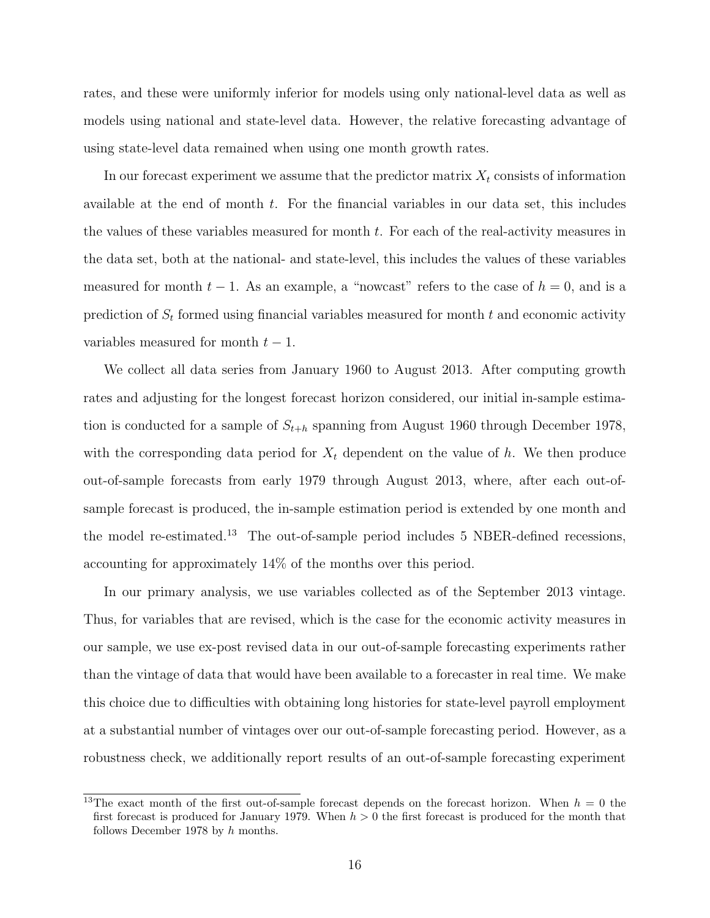rates, and these were uniformly inferior for models using only national-level data as well as models using national and state-level data. However, the relative forecasting advantage of using state-level data remained when using one month growth rates.

In our forecast experiment we assume that the predictor matrix $X_t$ consists of information available at the end of month $t$. For the financial variables in our data set, this includes the values of these variables measured for month $t$. For each of the real-activity measures in the data set, both at the national- and state-level, this includes the values of these variables measured for month $t-1$. As an example, a "nowcast" refers to the case of $h = 0$, and is a prediction of $S_t$ formed using financial variables measured for month $t$ and economic activity variables measured for month $t-1$.

We collect all data series from January 1960 to August 2013. After computing growth rates and adjusting for the longest forecast horizon considered, our initial in-sample estimation is conducted for a sample of $S_{t+h}$ spanning from August 1960 through December 1978, with the corresponding data period for $X_t$ dependent on the value of $h$. We then produce out-of-sample forecasts from early 1979 through August 2013, where, after each out-of-sample forecast is produced, the in-sample estimation period is extended by one month and the model re-estimated.[13] The out-of-sample period includes 5 NBER-defined recessions, accounting for approximately 14% of the months over this period.

In our primary analysis, we use variables collected as of the September 2013 vintage. Thus, for variables that are revised, which is the case for the economic activity measures in our sample, we use ex-post revised data in our out-of-sample forecasting experiments rather than the vintage of data that would have been available to a forecaster in real time. We make this choice due to difficulties with obtaining long histories for state-level payroll employment at a substantial number of vintages over our out-of-sample forecasting period. However, as a robustness check, we additionally report results of an out-of-sample forecasting experiment

[13]The exact month of the first out-of-sample forecast depends on the forecast horizon. When $h = 0$ the first forecast is produced for January 1979. When $h > 0$ the first forecast is produced for the month that follows December 1978 by $h$ months.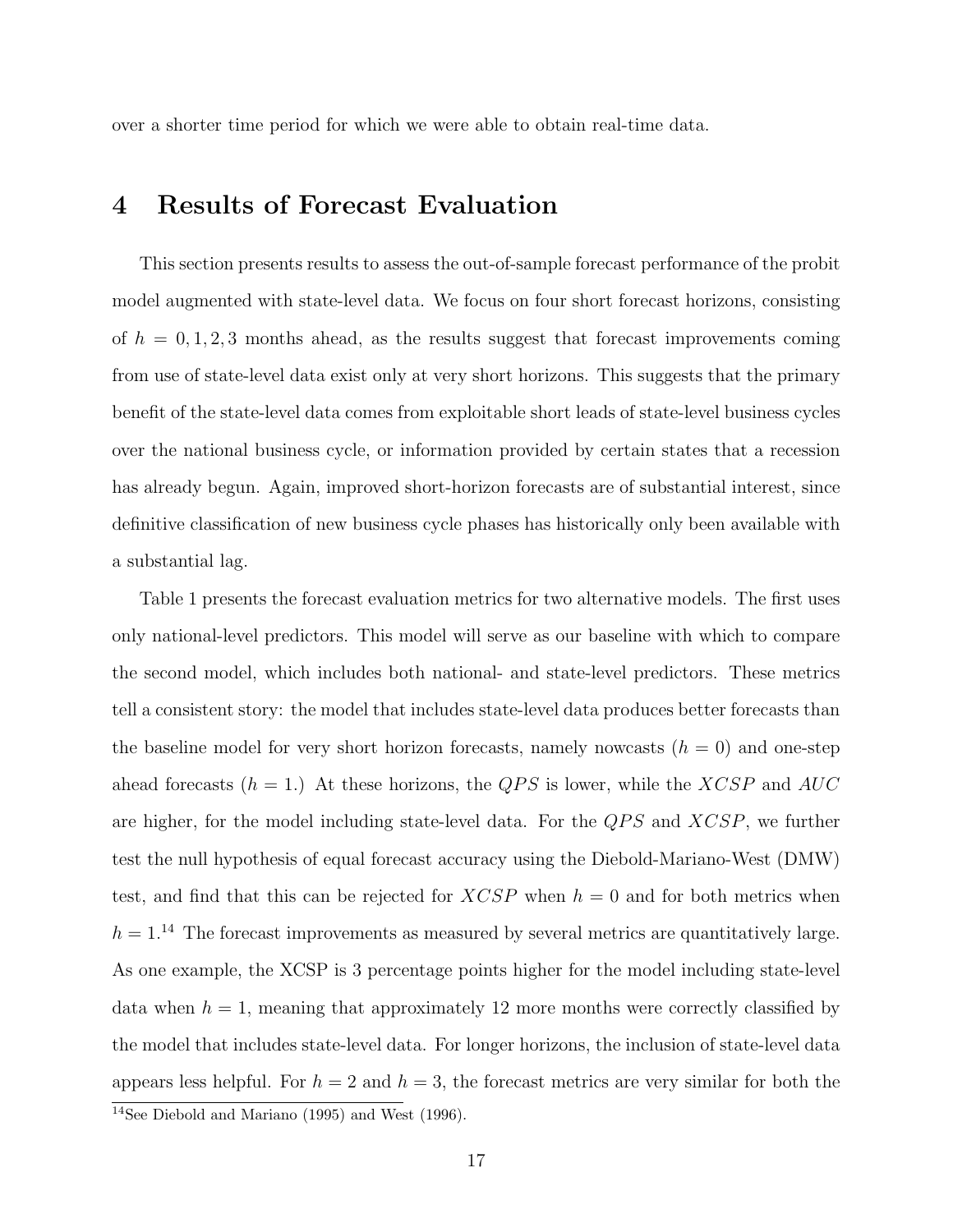over a shorter time period for which we were able to obtain real-time data.

# 4 Results of Forecast Evaluation

This section presents results to assess the out-of-sample forecast performance of the probit model augmented with state-level data. We focus on four short forecast horizons, consisting of $h = 0, 1, 2, 3$ months ahead, as the results suggest that forecast improvements coming from use of state-level data exist only at very short horizons. This suggests that the primary benefit of the state-level data comes from exploitable short leads of state-level business cycles over the national business cycle, or information provided by certain states that a recession has already begun. Again, improved short-horizon forecasts are of substantial interest, since definitive classification of new business cycle phases has historically only been available with a substantial lag.

Table 1 presents the forecast evaluation metrics for two alternative models. The first uses only national-level predictors. This model will serve as our baseline with which to compare the second model, which includes both national- and state-level predictors. These metrics tell a consistent story: the model that includes state-level data produces better forecasts than the baseline model for very short horizon forecasts, namely nowcasts ($h = 0$) and one-step ahead forecasts ($h = 1$.) At these horizons, the $QPS$ is lower, while the $XCSP$ and $AUC$ are higher, for the model including state-level data. For the $QPS$ and $XCSP$, we further test the null hypothesis of equal forecast accuracy using the Diebold-Mariano-West (DMW) test, and find that this can be rejected for $XCSP$ when $h = 0$ and for both metrics when $h = 1$.[14] The forecast improvements as measured by several metrics are quantitatively large. As one example, the XCSP is 3 percentage points higher for the model including state-level data when $h = 1$, meaning that approximately 12 more months were correctly classified by the model that includes state-level data. For longer horizons, the inclusion of state-level data appears less helpful. For $h = 2$ and $h = 3$, the forecast metrics are very similar for both the

[14] See Diebold and Mariano (1995) and West (1996).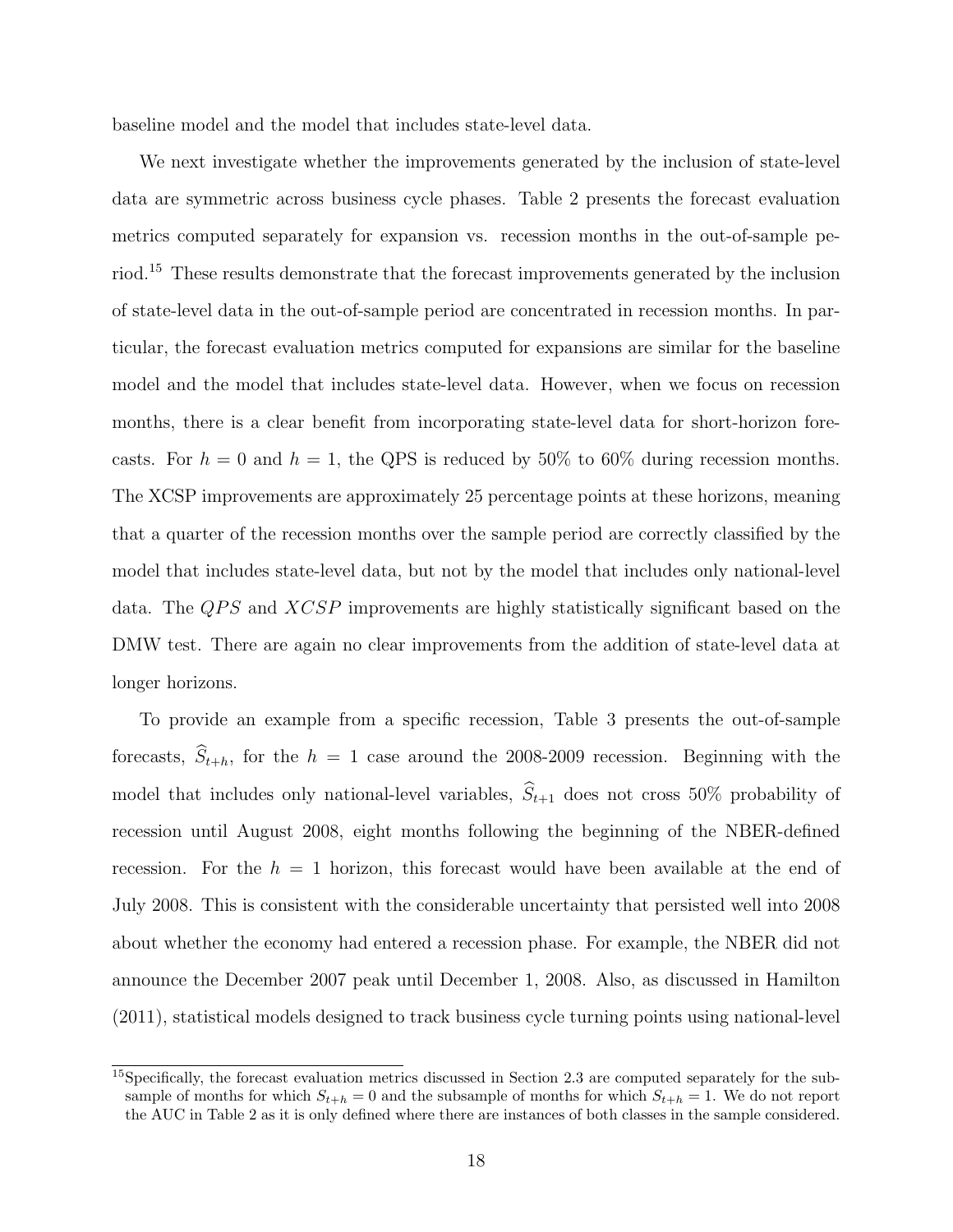baseline model and the model that includes state-level data.

We next investigate whether the improvements generated by the inclusion of state-level data are symmetric across business cycle phases. Table 2 presents the forecast evaluation metrics computed separately for expansion vs. recession months in the out-of-sample period.[15] These results demonstrate that the forecast improvements generated by the inclusion of state-level data in the out-of-sample period are concentrated in recession months. In particular, the forecast evaluation metrics computed for expansions are similar for the baseline model and the model that includes state-level data. However, when we focus on recession months, there is a clear benefit from incorporating state-level data for short-horizon forecasts. For $h = 0$ and $h = 1$, the QPS is reduced by 50% to 60% during recession months. The XCSP improvements are approximately 25 percentage points at these horizons, meaning that a quarter of the recession months over the sample period are correctly classified by the model that includes state-level data, but not by the model that includes only national-level data. The $QPS$ and $XCSP$ improvements are highly statistically significant based on the DMW test. There are again no clear improvements from the addition of state-level data at longer horizons.

To provide an example from a specific recession, Table 3 presents the out-of-sample forecasts, $\widehat{S}_{t+h}$, for the $h = 1$ case around the 2008-2009 recession. Beginning with the model that includes only national-level variables, $\widehat{S}_{t+1}$ does not cross 50% probability of recession until August 2008, eight months following the beginning of the NBER-defined recession. For the $h = 1$ horizon, this forecast would have been available at the end of July 2008. This is consistent with the considerable uncertainty that persisted well into 2008 about whether the economy had entered a recession phase. For example, the NBER did not announce the December 2007 peak until December 1, 2008. Also, as discussed in Hamilton (2011), statistical models designed to track business cycle turning points using national-level

[15] Specifically, the forecast evaluation metrics discussed in Section 2.3 are computed separately for the subsample of months for which $S_{t+h} = 0$ and the subsample of months for which $S_{t+h} = 1$. We do not report the AUC in Table 2 as it is only defined where there are instances of both classes in the sample considered.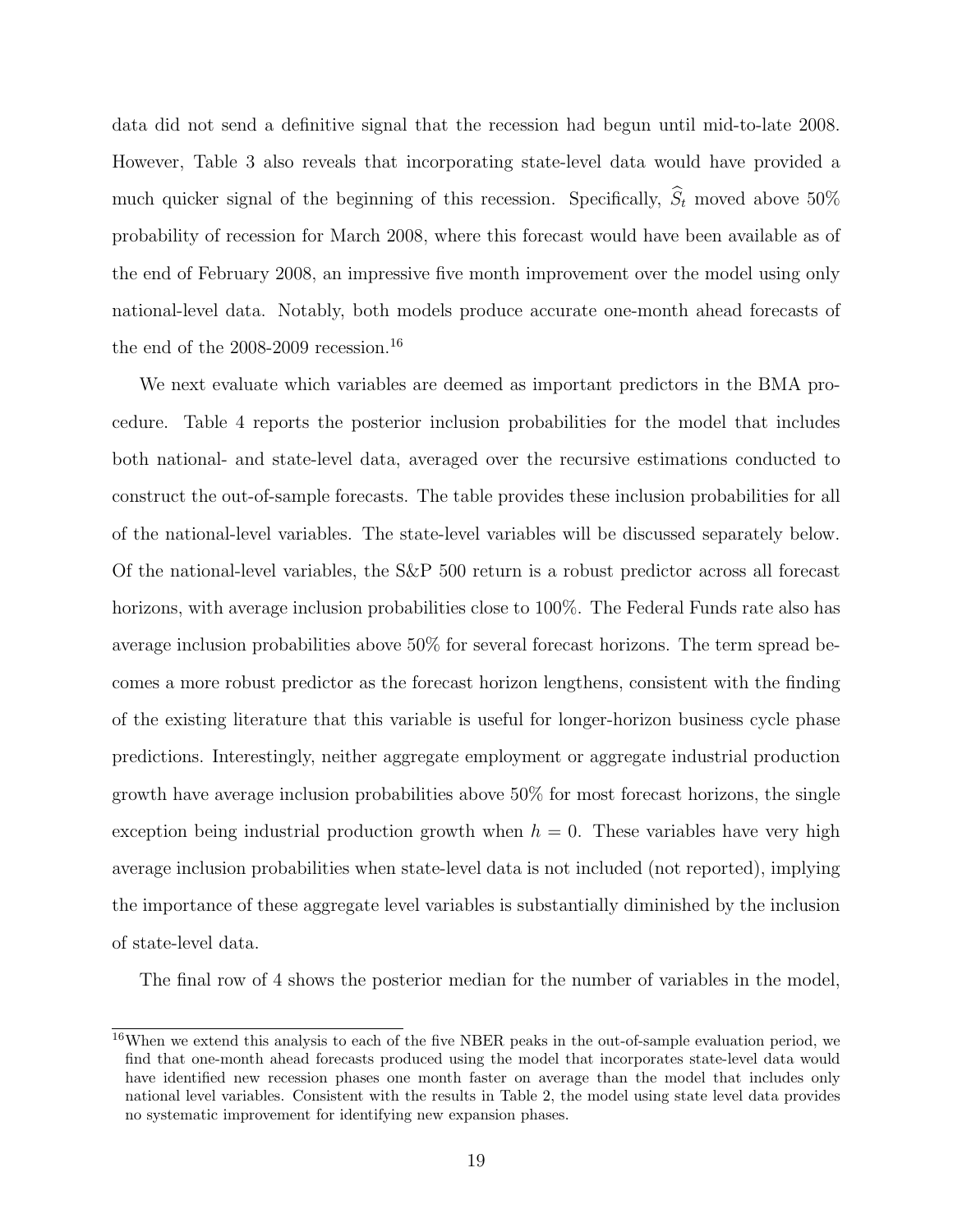data did not send a definitive signal that the recession had begun until mid-to-late 2008. However, Table 3 also reveals that incorporating state-level data would have provided a much quicker signal of the beginning of this recession. Specifically, $\widehat{S}_t$ moved above 50% probability of recession for March 2008, where this forecast would have been available as of the end of February 2008, an impressive five month improvement over the model using only national-level data. Notably, both models produce accurate one-month ahead forecasts of the end of the 2008-2009 recession.[16]

We next evaluate which variables are deemed as important predictors in the BMA procedure. Table 4 reports the posterior inclusion probabilities for the model that includes both national- and state-level data, averaged over the recursive estimations conducted to construct the out-of-sample forecasts. The table provides these inclusion probabilities for all of the national-level variables. The state-level variables will be discussed separately below. Of the national-level variables, the S&P 500 return is a robust predictor across all forecast horizons, with average inclusion probabilities close to 100%. The Federal Funds rate also has average inclusion probabilities above 50% for several forecast horizons. The term spread becomes a more robust predictor as the forecast horizon lengthens, consistent with the finding of the existing literature that this variable is useful for longer-horizon business cycle phase predictions. Interestingly, neither aggregate employment or aggregate industrial production growth have average inclusion probabilities above 50% for most forecast horizons, the single exception being industrial production growth when $h = 0$. These variables have very high average inclusion probabilities when state-level data is not included (not reported), implying the importance of these aggregate level variables is substantially diminished by the inclusion of state-level data.

The final row of 4 shows the posterior median for the number of variables in the model,

[16] When we extend this analysis to each of the five NBER peaks in the out-of-sample evaluation period, we find that one-month ahead forecasts produced using the model that incorporates state-level data would have identified new recession phases one month faster on average than the model that includes only national level variables. Consistent with the results in Table 2, the model using state level data provides no systematic improvement for identifying new expansion phases.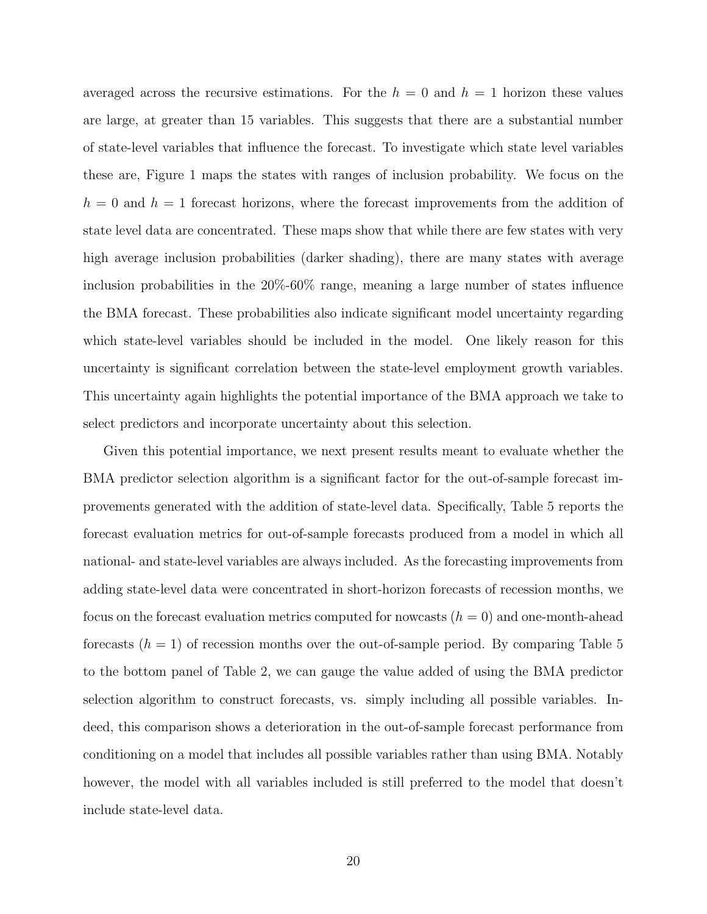averaged across the recursive estimations. For the $h = 0$ and $h = 1$ horizon these values are large, at greater than 15 variables. This suggests that there are a substantial number of state-level variables that influence the forecast. To investigate which state level variables these are, Figure 1 maps the states with ranges of inclusion probability. We focus on the $h = 0$ and $h = 1$ forecast horizons, where the forecast improvements from the addition of state level data are concentrated. These maps show that while there are few states with very high average inclusion probabilities (darker shading), there are many states with average inclusion probabilities in the 20%-60% range, meaning a large number of states influence the BMA forecast. These probabilities also indicate significant model uncertainty regarding which state-level variables should be included in the model. One likely reason for this uncertainty is significant correlation between the state-level employment growth variables. This uncertainty again highlights the potential importance of the BMA approach we take to select predictors and incorporate uncertainty about this selection.

Given this potential importance, we next present results meant to evaluate whether the BMA predictor selection algorithm is a significant factor for the out-of-sample forecast improvements generated with the addition of state-level data. Specifically, Table 5 reports the forecast evaluation metrics for out-of-sample forecasts produced from a model in which all national- and state-level variables are always included. As the forecasting improvements from adding state-level data were concentrated in short-horizon forecasts of recession months, we focus on the forecast evaluation metrics computed for nowcasts ($h = 0$) and one-month-ahead forecasts ($h = 1$) of recession months over the out-of-sample period. By comparing Table 5 to the bottom panel of Table 2, we can gauge the value added of using the BMA predictor selection algorithm to construct forecasts, vs. simply including all possible variables. Indeed, this comparison shows a deterioration in the out-of-sample forecast performance from conditioning on a model that includes all possible variables rather than using BMA. Notably however, the model with all variables included is still preferred to the model that doesn't include state-level data.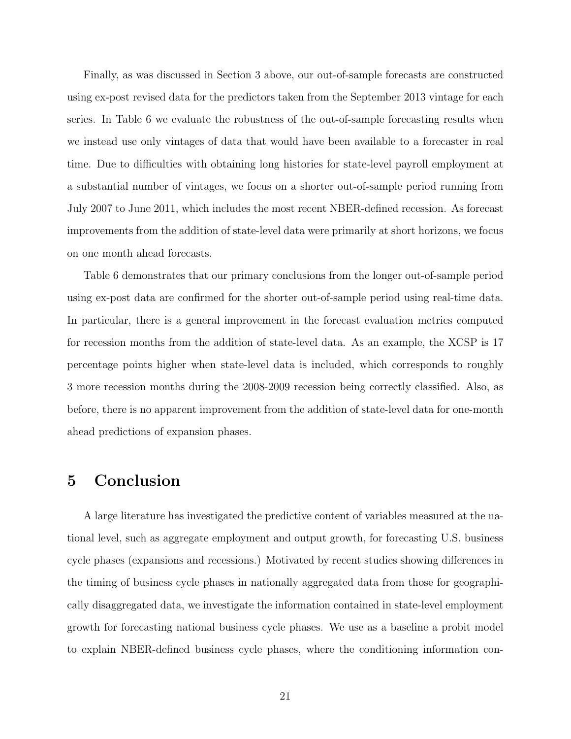Finally, as was discussed in Section 3 above, our out-of-sample forecasts are constructed using ex-post revised data for the predictors taken from the September 2013 vintage for each series. In Table 6 we evaluate the robustness of the out-of-sample forecasting results when we instead use only vintages of data that would have been available to a forecaster in real time. Due to difficulties with obtaining long histories for state-level payroll employment at a substantial number of vintages, we focus on a shorter out-of-sample period running from July 2007 to June 2011, which includes the most recent NBER-defined recession. As forecast improvements from the addition of state-level data were primarily at short horizons, we focus on one month ahead forecasts.

Table 6 demonstrates that our primary conclusions from the longer out-of-sample period using ex-post data are confirmed for the shorter out-of-sample period using real-time data. In particular, there is a general improvement in the forecast evaluation metrics computed for recession months from the addition of state-level data. As an example, the XCSP is 17 percentage points higher when state-level data is included, which corresponds to roughly 3 more recession months during the 2008-2009 recession being correctly classified. Also, as before, there is no apparent improvement from the addition of state-level data for one-month ahead predictions of expansion phases.

# 5 Conclusion

A large literature has investigated the predictive content of variables measured at the national level, such as aggregate employment and output growth, for forecasting U.S. business cycle phases (expansions and recessions.) Motivated by recent studies showing differences in the timing of business cycle phases in nationally aggregated data from those for geographically disaggregated data, we investigate the information contained in state-level employment growth for forecasting national business cycle phases. We use as a baseline a probit model to explain NBER-defined business cycle phases, where the conditioning information con-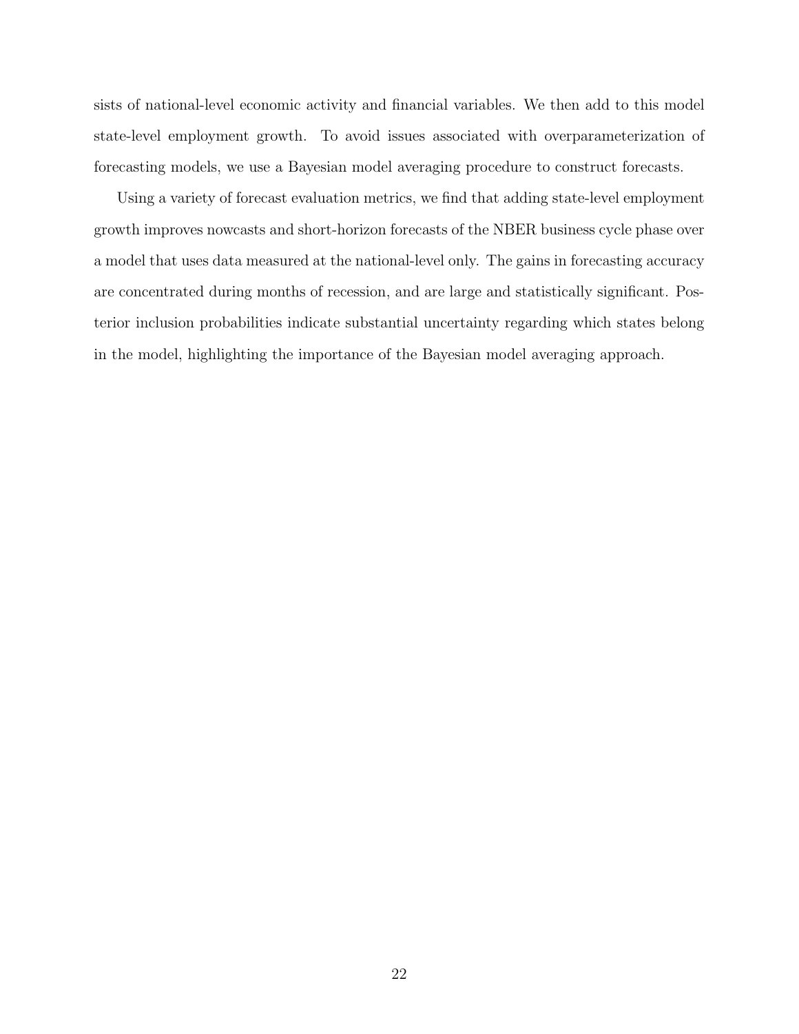sists of national-level economic activity and financial variables. We then add to this model state-level employment growth. To avoid issues associated with overparameterization of forecasting models, we use a Bayesian model averaging procedure to construct forecasts.

Using a variety of forecast evaluation metrics, we find that adding state-level employment growth improves nowcasts and short-horizon forecasts of the NBER business cycle phase over a model that uses data measured at the national-level only. The gains in forecasting accuracy are concentrated during months of recession, and are large and statistically significant. Posterior inclusion probabilities indicate substantial uncertainty regarding which states belong in the model, highlighting the importance of the Bayesian model averaging approach.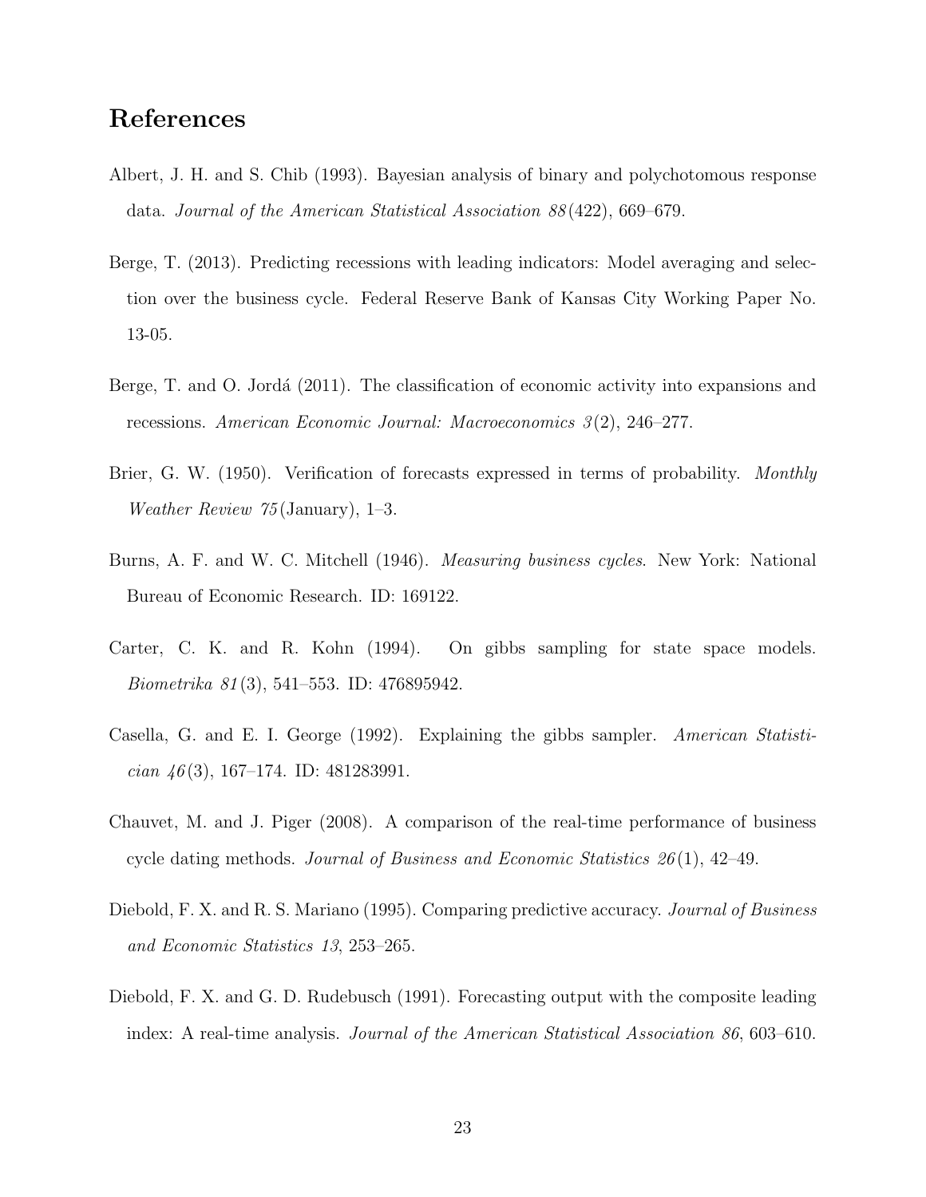# References

Albert, J. H. and S. Chib (1993). Bayesian analysis of binary and polychotomous response data. *Journal of the American Statistical Association 88*(422), 669–679.

Berge, T. (2013). Predicting recessions with leading indicators: Model averaging and selection over the business cycle. Federal Reserve Bank of Kansas City Working Paper No. 13-05.

Berge, T. and O. Jordá (2011). The classification of economic activity into expansions and recessions. *American Economic Journal: Macroeconomics 3*(2), 246–277.

Brier, G. W. (1950). Verification of forecasts expressed in terms of probability. *Monthly Weather Review 75*(January), 1–3.

Burns, A. F. and W. C. Mitchell (1946). *Measuring business cycles*. New York: National Bureau of Economic Research. ID: 169122.

Carter, C. K. and R. Kohn (1994). On gibbs sampling for state space models. *Biometrika 81*(3), 541–553. ID: 476895942.

Casella, G. and E. I. George (1992). Explaining the gibbs sampler. *American Statistician 46*(3), 167–174. ID: 481283991.

Chauvet, M. and J. Piger (2008). A comparison of the real-time performance of business cycle dating methods. *Journal of Business and Economic Statistics 26*(1), 42–49.

Diebold, F. X. and R. S. Mariano (1995). Comparing predictive accuracy. *Journal of Business and Economic Statistics 13*, 253–265.

Diebold, F. X. and G. D. Rudebusch (1991). Forecasting output with the composite leading index: A real-time analysis. *Journal of the American Statistical Association 86*, 603–610.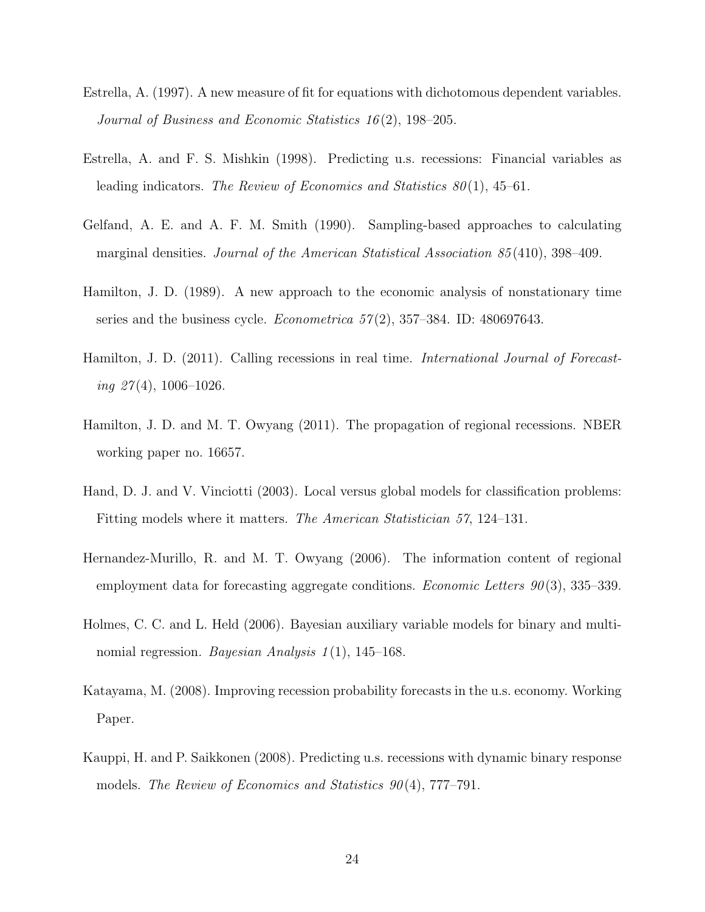Estrella, A. (1997). A new measure of fit for equations with dichotomous dependent variables. *Journal of Business and Economic Statistics 16*(2), 198–205.

Estrella, A. and F. S. Mishkin (1998). Predicting u.s. recessions: Financial variables as leading indicators. *The Review of Economics and Statistics 80*(1), 45–61.

Gelfand, A. E. and A. F. M. Smith (1990). Sampling-based approaches to calculating marginal densities. *Journal of the American Statistical Association 85*(410), 398–409.

Hamilton, J. D. (1989). A new approach to the economic analysis of nonstationary time series and the business cycle. *Econometrica 57*(2), 357–384. ID: 480697643.

Hamilton, J. D. (2011). Calling recessions in real time. *International Journal of Forecasting 27*(4), 1006–1026.

Hamilton, J. D. and M. T. Owyang (2011). The propagation of regional recessions. NBER working paper no. 16657.

Hand, D. J. and V. Vinciotti (2003). Local versus global models for classification problems: Fitting models where it matters. *The American Statistician 57*, 124–131.

Hernandez-Murillo, R. and M. T. Owyang (2006). The information content of regional employment data for forecasting aggregate conditions. *Economic Letters 90*(3), 335–339.

Holmes, C. C. and L. Held (2006). Bayesian auxiliary variable models for binary and multinomial regression. *Bayesian Analysis 1*(1), 145–168.

Katayama, M. (2008). Improving recession probability forecasts in the u.s. economy. Working Paper.

Kauppi, H. and P. Saikkonen (2008). Predicting u.s. recessions with dynamic binary response models. *The Review of Economics and Statistics 90*(4), 777–791.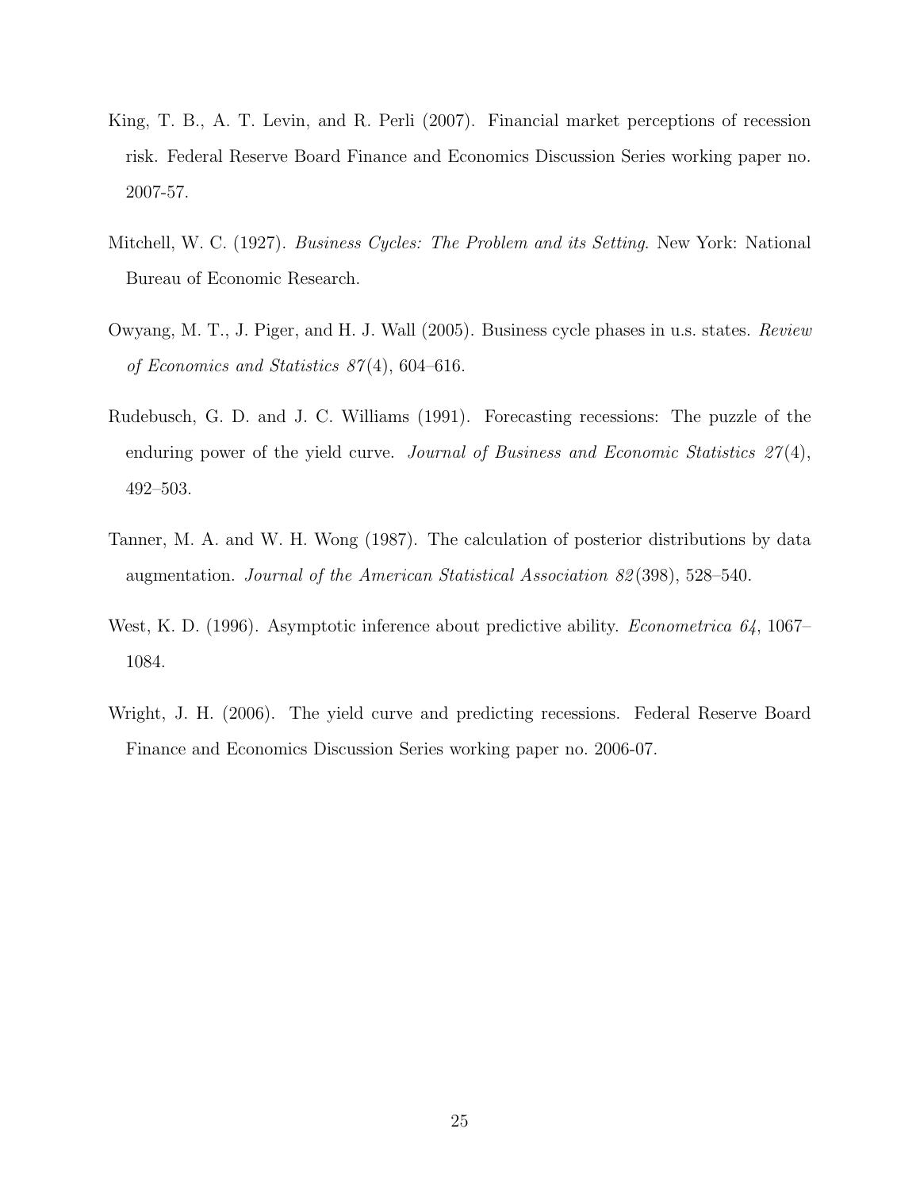King, T. B., A. T. Levin, and R. Perli (2007). Financial market perceptions of recession risk. Federal Reserve Board Finance and Economics Discussion Series working paper no. 2007-57.

Mitchell, W. C. (1927). *Business Cycles: The Problem and its Setting*. New York: National Bureau of Economic Research.

Owyang, M. T., J. Piger, and H. J. Wall (2005). Business cycle phases in u.s. states. *Review of Economics and Statistics 87*(4), 604–616.

Rudebusch, G. D. and J. C. Williams (1991). Forecasting recessions: The puzzle of the enduring power of the yield curve. *Journal of Business and Economic Statistics 27*(4), 492–503.

Tanner, M. A. and W. H. Wong (1987). The calculation of posterior distributions by data augmentation. *Journal of the American Statistical Association 82*(398), 528–540.

West, K. D. (1996). Asymptotic inference about predictive ability. *Econometrica 64*, 1067–1084.

Wright, J. H. (2006). The yield curve and predicting recessions. Federal Reserve Board Finance and Economics Discussion Series working paper no. 2006-07.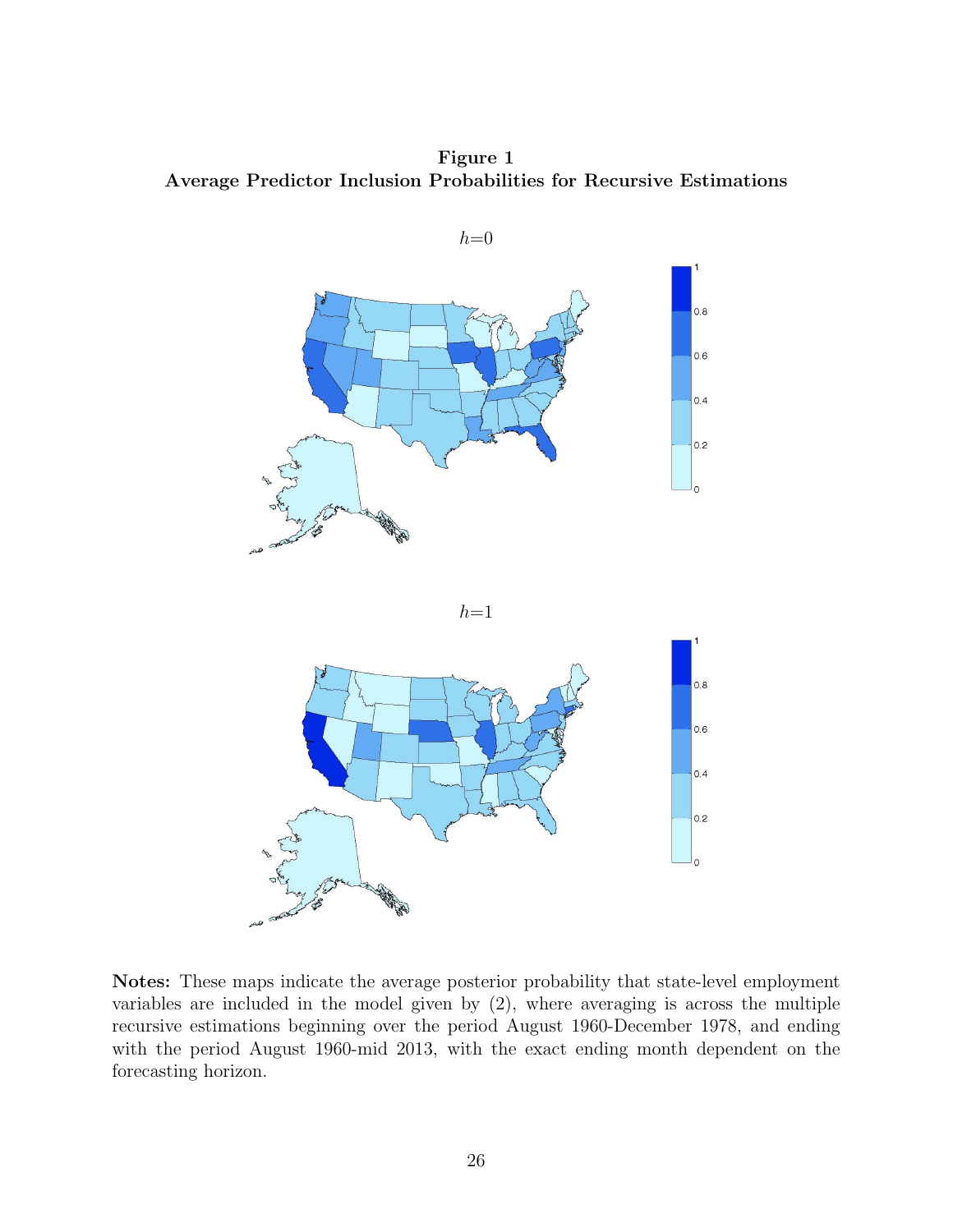**Figure 1**
**Average Predictor Inclusion Probabilities for Recursive Estimations**

$h$=0

$h$=1

**Notes:** These maps indicate the average posterior probability that state-level employment variables are included in the model given by (2), where averaging is across the multiple recursive estimations beginning over the period August 1960-December 1978, and ending with the period August 1960-mid 2013, with the exact ending month dependent on the forecasting horizon.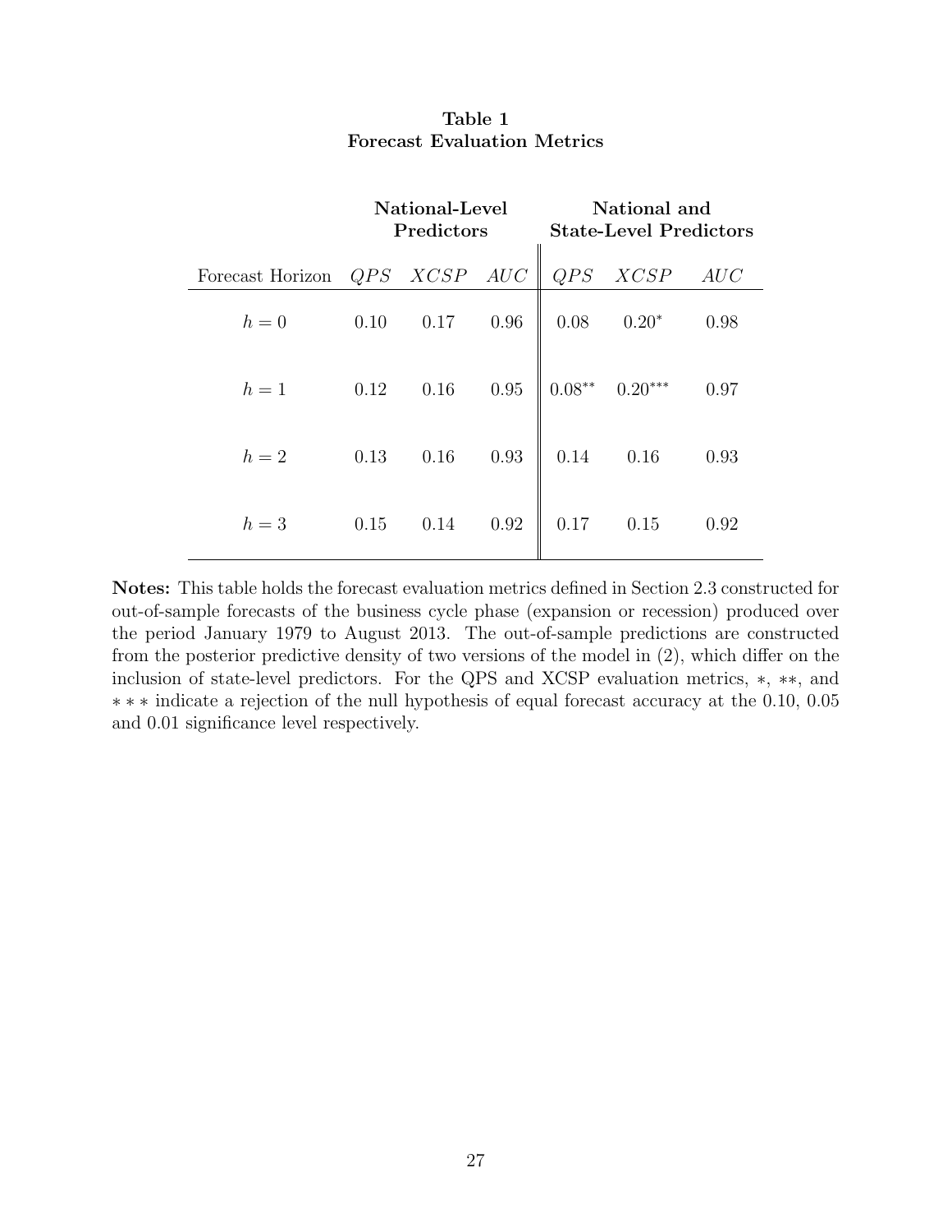**Table 1**
**Forecast Evaluation Metrics**

| | **National-Level Predictors** | | | **National and State-Level Predictors** | | |
|---|---|---|---|---|---|---|
| Forecast Horizon | $QPS$ | $XCSP$ | $AUC$ | $QPS$ | $XCSP$ | $AUC$ |
| $h = 0$ | 0.10 | 0.17 | 0.96 | 0.08 | $0.20^{*}$ | 0.98 |
| $h = 1$ | 0.12 | 0.16 | 0.95 | $0.08^{**}$ | $0.20^{***}$ | 0.97 |
| $h = 2$ | 0.13 | 0.16 | 0.93 | 0.14 | 0.16 | 0.93 |
| $h = 3$ | 0.15 | 0.14 | 0.92 | 0.17 | 0.15 | 0.92 |

**Notes:** This table holds the forecast evaluation metrics defined in Section 2.3 constructed for out-of-sample forecasts of the business cycle phase (expansion or recession) produced over the period January 1979 to August 2013. The out-of-sample predictions are constructed from the posterior predictive density of two versions of the model in (2), which differ on the inclusion of state-level predictors. For the QPS and XCSP evaluation metrics, $*$, $**$, and $***$ indicate a rejection of the null hypothesis of equal forecast accuracy at the 0.10, 0.05 and 0.01 significance level respectively.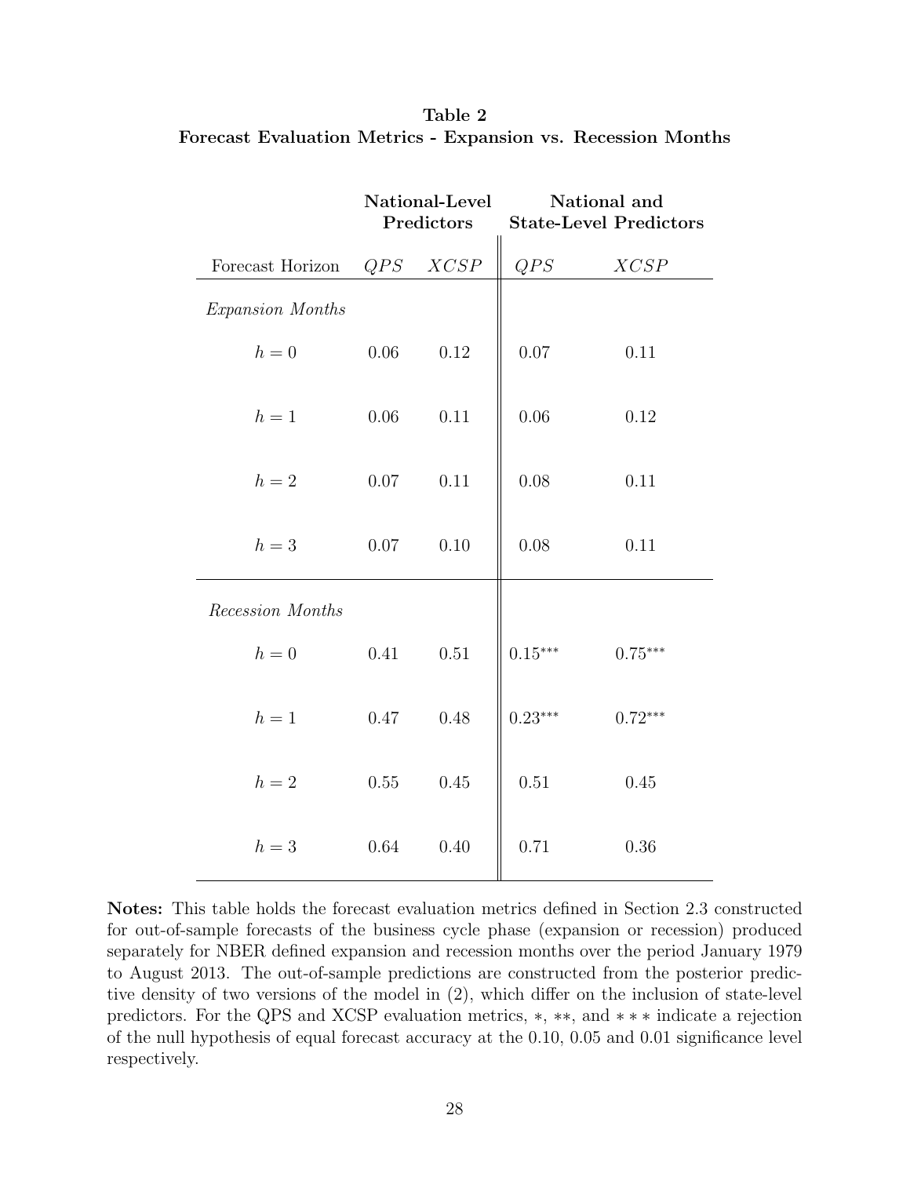**Table 2**
**Forecast Evaluation Metrics - Expansion vs. Recession Months**

| | National-Level Predictors | | National and State-Level Predictors | |
|---|---|---|---|---|
| Forecast Horizon | $QPS$ | $XCSP$ | $QPS$ | $XCSP$ |
| *Expansion Months* | | | | |
| $h = 0$ | 0.06 | 0.12 | 0.07 | 0.11 |
| $h = 1$ | 0.06 | 0.11 | 0.06 | 0.12 |
| $h = 2$ | 0.07 | 0.11 | 0.08 | 0.11 |
| $h = 3$ | 0.07 | 0.10 | 0.08 | 0.11 |
| *Recession Months* | | | | |
| $h = 0$ | 0.41 | 0.51 | $0.15^{***}$ | $0.75^{***}$ |
| $h = 1$ | 0.47 | 0.48 | $0.23^{***}$ | $0.72^{***}$ |
| $h = 2$ | 0.55 | 0.45 | 0.51 | 0.45 |
| $h = 3$ | 0.64 | 0.40 | 0.71 | 0.36 |

**Notes:** This table holds the forecast evaluation metrics defined in Section 2.3 constructed for out-of-sample forecasts of the business cycle phase (expansion or recession) produced separately for NBER defined expansion and recession months over the period January 1979 to August 2013. The out-of-sample predictions are constructed from the posterior predictive density of two versions of the model in (2), which differ on the inclusion of state-level predictors. For the QPS and XCSP evaluation metrics, $*$, $**$, and $***$ indicate a rejection of the null hypothesis of equal forecast accuracy at the 0.10, 0.05 and 0.01 significance level respectively.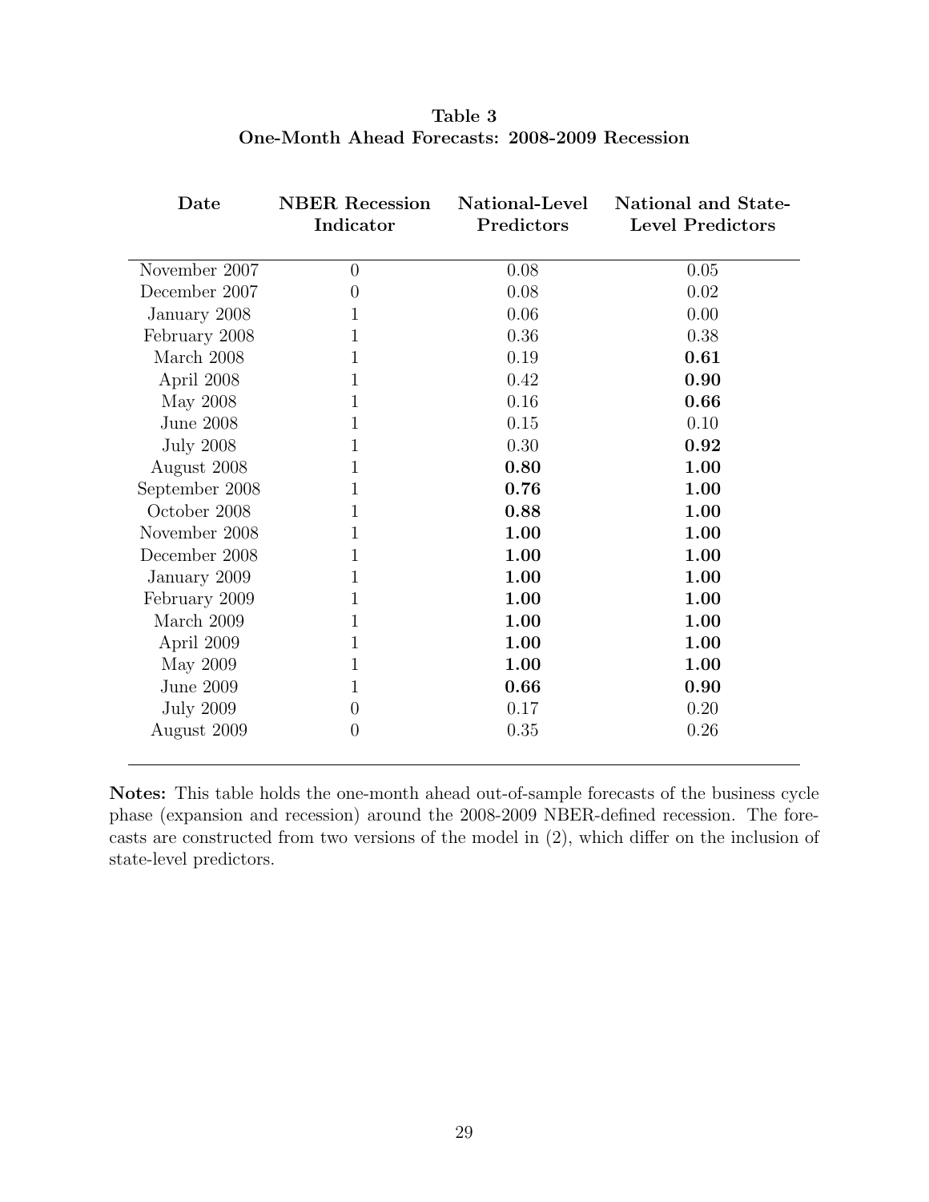**Table 3**
**One-Month Ahead Forecasts: 2008-2009 Recession**

| Date | NBER Recession Indicator | National-Level Predictors | National and State-Level Predictors |
|---|---|---|---|
| November 2007 | 0 | 0.08 | 0.05 |
| December 2007 | 0 | 0.08 | 0.02 |
| January 2008 | 1 | 0.06 | 0.00 |
| February 2008 | 1 | 0.36 | 0.38 |
| March 2008 | 1 | 0.19 | **0.61** |
| April 2008 | 1 | 0.42 | **0.90** |
| May 2008 | 1 | 0.16 | **0.66** |
| June 2008 | 1 | 0.15 | 0.10 |
| July 2008 | 1 | 0.30 | **0.92** |
| August 2008 | 1 | **0.80** | **1.00** |
| September 2008 | 1 | **0.76** | **1.00** |
| October 2008 | 1 | **0.88** | **1.00** |
| November 2008 | 1 | **1.00** | **1.00** |
| December 2008 | 1 | **1.00** | **1.00** |
| January 2009 | 1 | **1.00** | **1.00** |
| February 2009 | 1 | **1.00** | **1.00** |
| March 2009 | 1 | **1.00** | **1.00** |
| April 2009 | 1 | **1.00** | **1.00** |
| May 2009 | 1 | **1.00** | **1.00** |
| June 2009 | 1 | **0.66** | **0.90** |
| July 2009 | 0 | 0.17 | 0.20 |
| August 2009 | 0 | 0.35 | 0.26 |

**Notes:** This table holds the one-month ahead out-of-sample forecasts of the business cycle phase (expansion and recession) around the 2008-2009 NBER-defined recession. The forecasts are constructed from two versions of the model in (2), which differ on the inclusion of state-level predictors.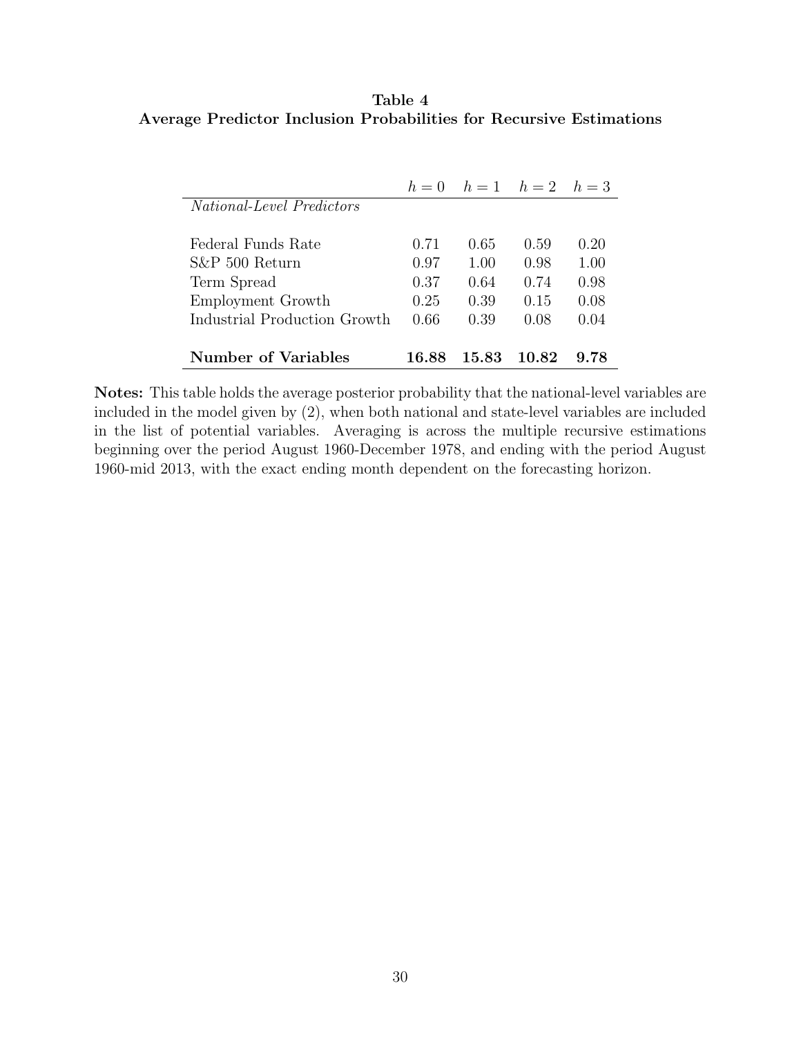**Table 4**
**Average Predictor Inclusion Probabilities for Recursive Estimations**

| | $h = 0$ | $h = 1$ | $h = 2$ | $h = 3$ |
|---|---|---|---|---|
| *National-Level Predictors* | | | | |
| Federal Funds Rate | 0.71 | 0.65 | 0.59 | 0.20 |
| S&P 500 Return | 0.97 | 1.00 | 0.98 | 1.00 |
| Term Spread | 0.37 | 0.64 | 0.74 | 0.98 |
| Employment Growth | 0.25 | 0.39 | 0.15 | 0.08 |
| Industrial Production Growth | 0.66 | 0.39 | 0.08 | 0.04 |
| **Number of Variables** | **16.88** | **15.83** | **10.82** | **9.78** |

**Notes:** This table holds the average posterior probability that the national-level variables are included in the model given by (2), when both national and state-level variables are included in the list of potential variables. Averaging is across the multiple recursive estimations beginning over the period August 1960-December 1978, and ending with the period August 1960-mid 2013, with the exact ending month dependent on the forecasting horizon.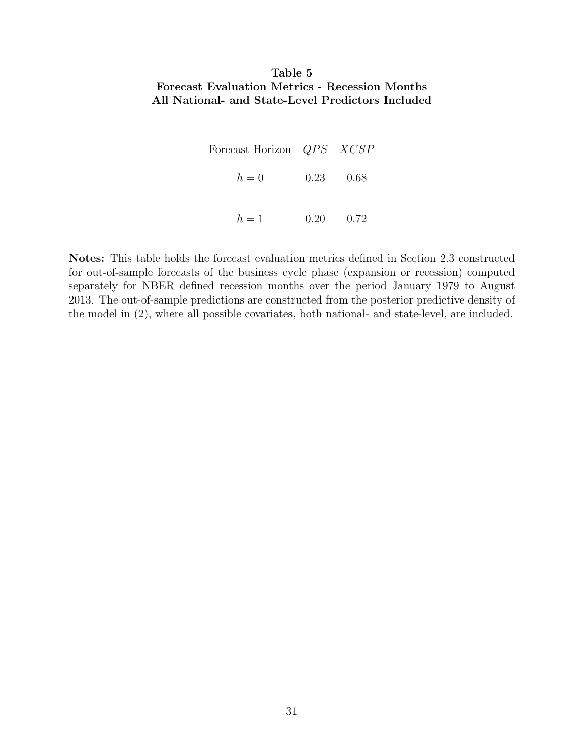**Table 5**
**Forecast Evaluation Metrics - Recession Months**
**All National- and State-Level Predictors Included**

| Forecast Horizon | $QPS$ | $XCSP$ |
|---|---|---|
| $h = 0$ | 0.23 | 0.68 |
| $h = 1$ | 0.20 | 0.72 |

**Notes:** This table holds the forecast evaluation metrics defined in Section 2.3 constructed for out-of-sample forecasts of the business cycle phase (expansion or recession) computed separately for NBER defined recession months over the period January 1979 to August 2013. The out-of-sample predictions are constructed from the posterior predictive density of the model in (2), where all possible covariates, both national- and state-level, are included.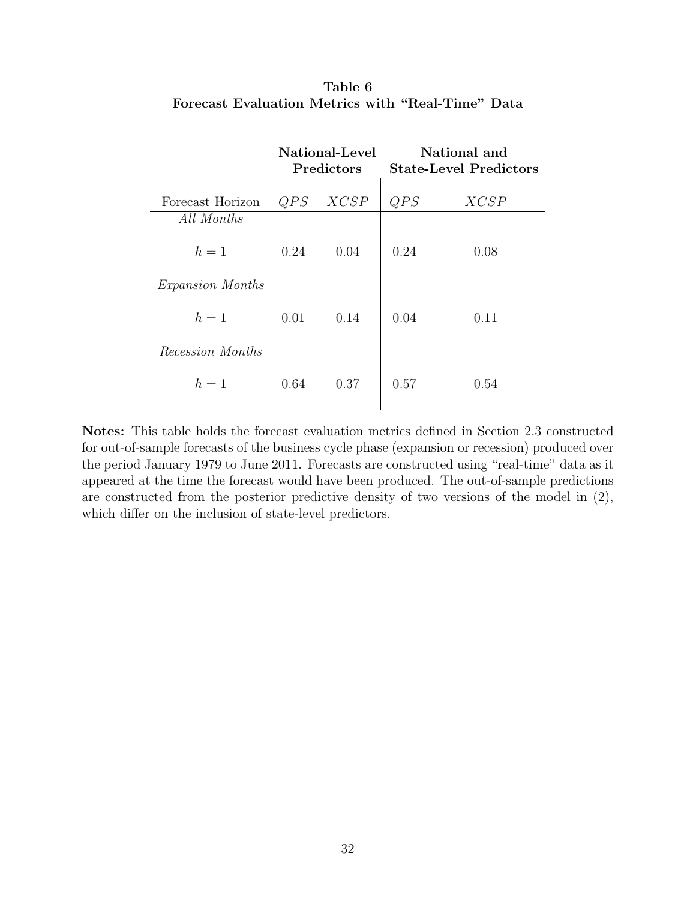**Table 6**
**Forecast Evaluation Metrics with "Real-Time" Data**

| | National-Level Predictors | | National and State-Level Predictors | |
|---|---|---|---|---|
| Forecast Horizon | $QPS$ | $XCSP$ | $QPS$ | $XCSP$ |
| *All Months* | | | | |
| $h = 1$ | 0.24 | 0.04 | 0.24 | 0.08 |
| *Expansion Months* | | | | |
| $h = 1$ | 0.01 | 0.14 | 0.04 | 0.11 |
| *Recession Months* | | | | |
| $h = 1$ | 0.64 | 0.37 | 0.57 | 0.54 |

**Notes:** This table holds the forecast evaluation metrics defined in Section 2.3 constructed for out-of-sample forecasts of the business cycle phase (expansion or recession) produced over the period January 1979 to June 2011. Forecasts are constructed using "real-time" data as it appeared at the time the forecast would have been produced. The out-of-sample predictions are constructed from the posterior predictive density of two versions of the model in (2), which differ on the inclusion of state-level predictors.